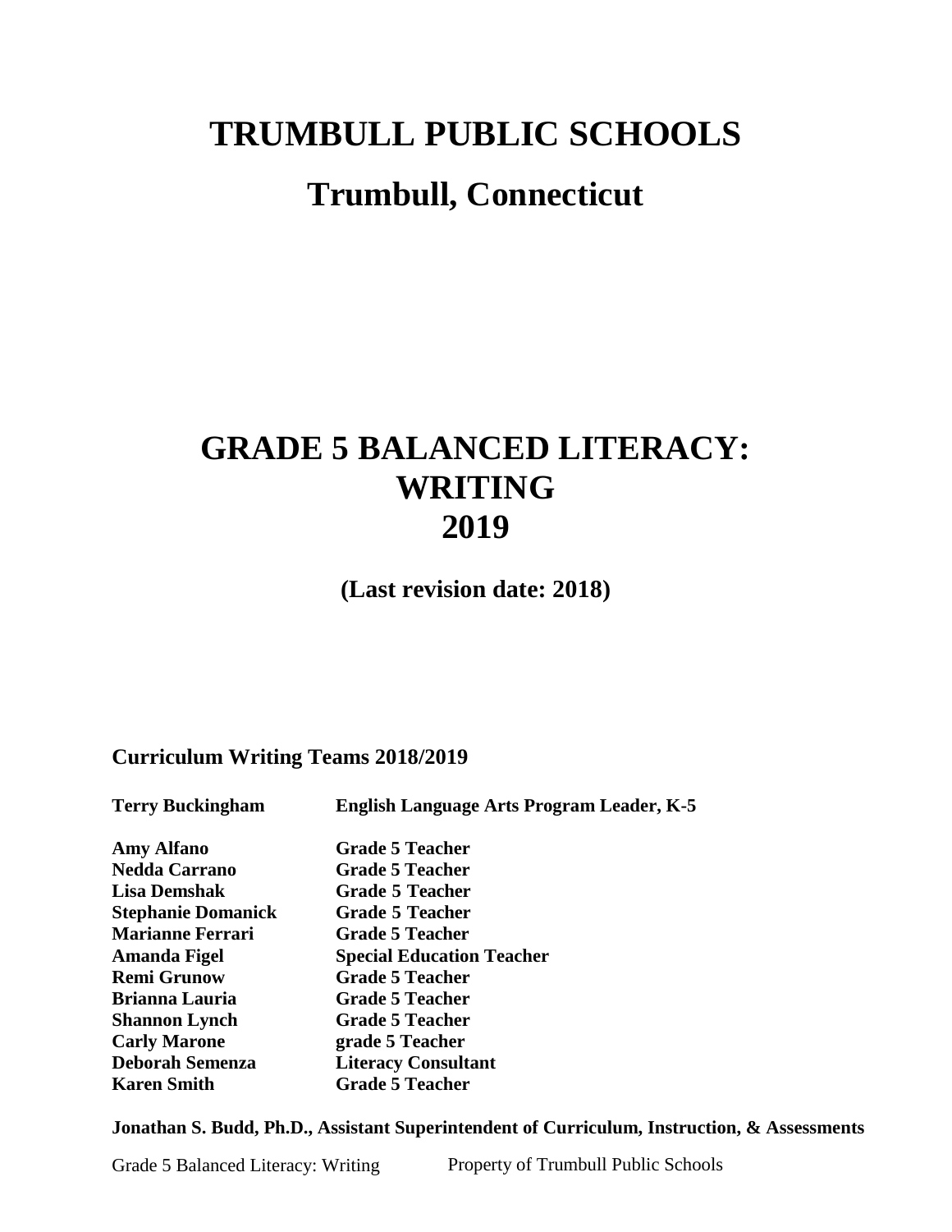# TRUMBULL PUBLIC SCHOOLS

## Trumbull, Connecticut

# GRADE 5 BALANCED LITERACY: WRITING 2019

**(Last revision date: 2018)**

**Curriculum Writing Teams 2018/2019**

| | |
|---|---|
| **Terry Buckingham** | **English Language Arts Program Leader, K-5** |
| **Amy Alfano** | **Grade 5 Teacher** |
| **Nedda Carrano** | **Grade 5 Teacher** |
| **Lisa Demshak** | **Grade 5 Teacher** |
| **Stephanie Domanick** | **Grade 5 Teacher** |
| **Marianne Ferrari** | **Grade 5 Teacher** |
| **Amanda Figel** | **Special Education Teacher** |
| **Remi Grunow** | **Grade 5 Teacher** |
| **Brianna Lauria** | **Grade 5 Teacher** |
| **Shannon Lynch** | **Grade 5 Teacher** |
| **Carly Marone** | **grade 5 Teacher** |
| **Deborah Semenza** | **Literacy Consultant** |
| **Karen Smith** | **Grade 5 Teacher** |

**Jonathan S. Budd, Ph.D., Assistant Superintendent of Curriculum, Instruction, & Assessments**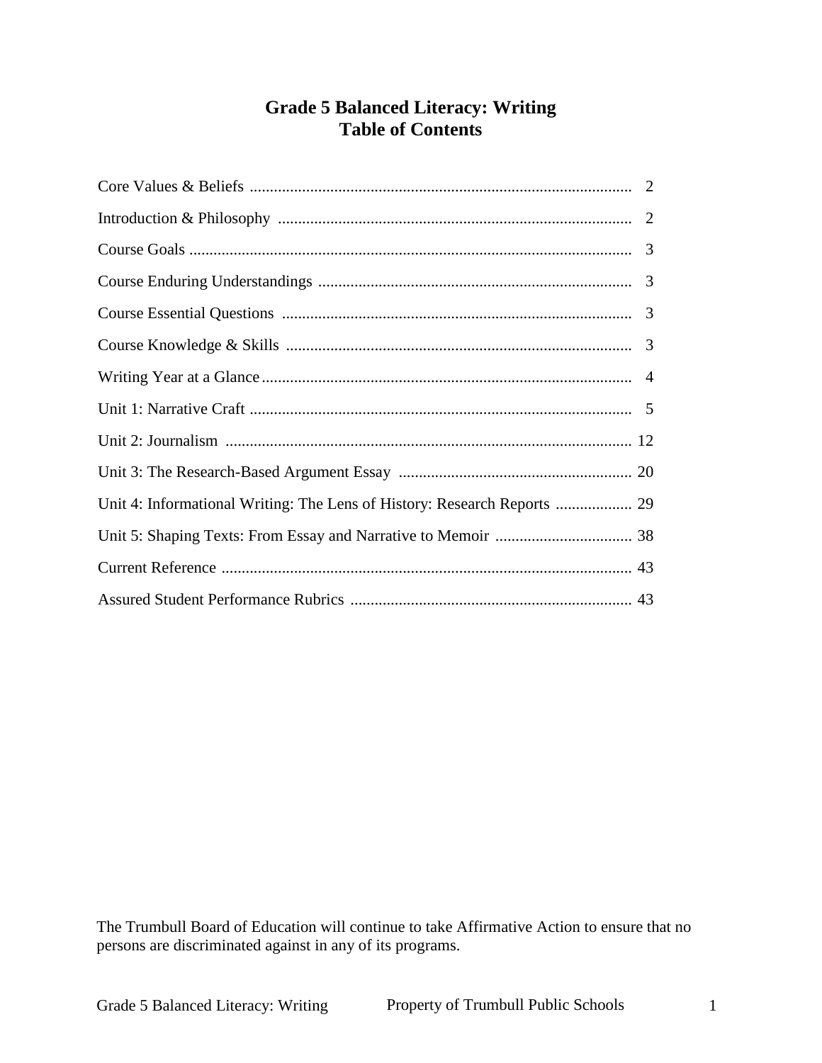# Grade 5 Balanced Literacy: Writing
# Table of Contents

| | |
|---|---|
| Core Values & Beliefs | 2 |
| Introduction & Philosophy | 2 |
| Course Goals | 3 |
| Course Enduring Understandings | 3 |
| Course Essential Questions | 3 |
| Course Knowledge & Skills | 3 |
| Writing Year at a Glance | 4 |
| Unit 1: Narrative Craft | 5 |
| Unit 2: Journalism | 12 |
| Unit 3: The Research-Based Argument Essay | 20 |
| Unit 4: Informational Writing: The Lens of History: Research Reports | 29 |
| Unit 5: Shaping Texts: From Essay and Narrative to Memoir | 38 |
| Current Reference | 43 |
| Assured Student Performance Rubrics | 43 |

The Trumbull Board of Education will continue to take Affirmative Action to ensure that no persons are discriminated against in any of its programs.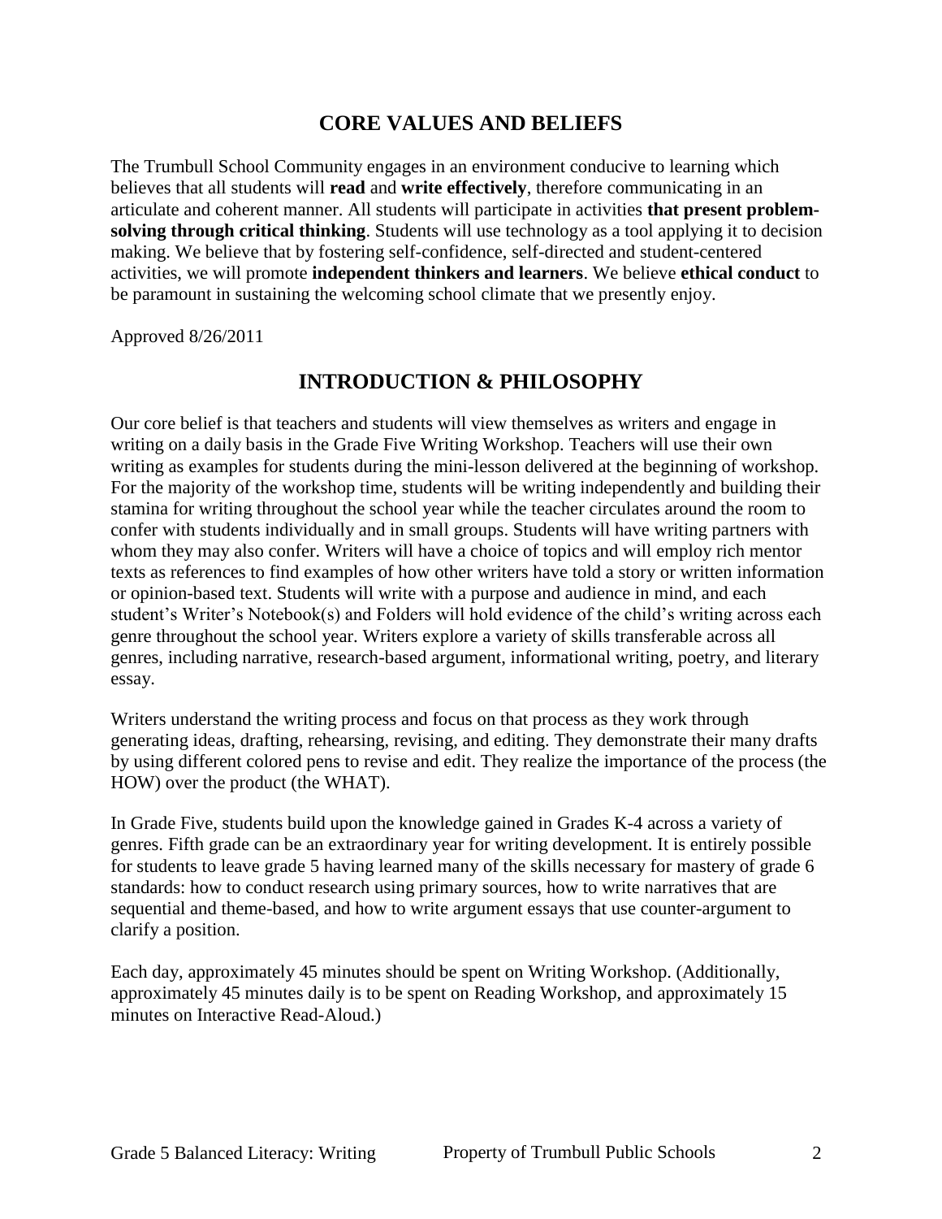## CORE VALUES AND BELIEFS

The Trumbull School Community engages in an environment conducive to learning which believes that all students will **read** and **write effectively**, therefore communicating in an articulate and coherent manner. All students will participate in activities **that present problem-solving through critical thinking**. Students will use technology as a tool applying it to decision making. We believe that by fostering self-confidence, self-directed and student-centered activities, we will promote **independent thinkers and learners**. We believe **ethical conduct** to be paramount in sustaining the welcoming school climate that we presently enjoy.

Approved 8/26/2011

## INTRODUCTION & PHILOSOPHY

Our core belief is that teachers and students will view themselves as writers and engage in writing on a daily basis in the Grade Five Writing Workshop. Teachers will use their own writing as examples for students during the mini-lesson delivered at the beginning of workshop. For the majority of the workshop time, students will be writing independently and building their stamina for writing throughout the school year while the teacher circulates around the room to confer with students individually and in small groups. Students will have writing partners with whom they may also confer. Writers will have a choice of topics and will employ rich mentor texts as references to find examples of how other writers have told a story or written information or opinion-based text. Students will write with a purpose and audience in mind, and each student's Writer's Notebook(s) and Folders will hold evidence of the child's writing across each genre throughout the school year. Writers explore a variety of skills transferable across all genres, including narrative, research-based argument, informational writing, poetry, and literary essay.

Writers understand the writing process and focus on that process as they work through generating ideas, drafting, rehearsing, revising, and editing. They demonstrate their many drafts by using different colored pens to revise and edit. They realize the importance of the process (the HOW) over the product (the WHAT).

In Grade Five, students build upon the knowledge gained in Grades K-4 across a variety of genres. Fifth grade can be an extraordinary year for writing development. It is entirely possible for students to leave grade 5 having learned many of the skills necessary for mastery of grade 6 standards: how to conduct research using primary sources, how to write narratives that are sequential and theme-based, and how to write argument essays that use counter-argument to clarify a position.

Each day, approximately 45 minutes should be spent on Writing Workshop. (Additionally, approximately 45 minutes daily is to be spent on Reading Workshop, and approximately 15 minutes on Interactive Read-Aloud.)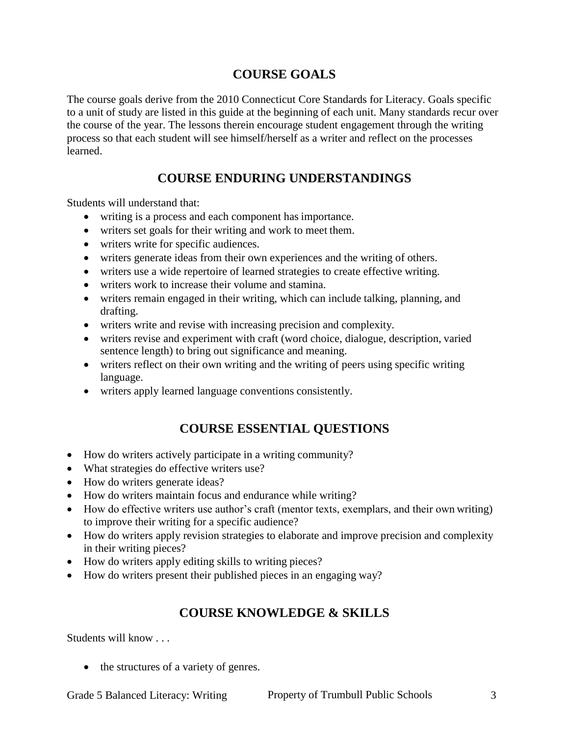## COURSE GOALS

The course goals derive from the 2010 Connecticut Core Standards for Literacy. Goals specific to a unit of study are listed in this guide at the beginning of each unit. Many standards recur over the course of the year. The lessons therein encourage student engagement through the writing process so that each student will see himself/herself as a writer and reflect on the processes learned.

## COURSE ENDURING UNDERSTANDINGS

Students will understand that:

- writing is a process and each component has importance.
- writers set goals for their writing and work to meet them.
- writers write for specific audiences.
- writers generate ideas from their own experiences and the writing of others.
- writers use a wide repertoire of learned strategies to create effective writing.
- writers work to increase their volume and stamina.
- writers remain engaged in their writing, which can include talking, planning, and drafting.
- writers write and revise with increasing precision and complexity.
- writers revise and experiment with craft (word choice, dialogue, description, varied sentence length) to bring out significance and meaning.
- writers reflect on their own writing and the writing of peers using specific writing language.
- writers apply learned language conventions consistently.

## COURSE ESSENTIAL QUESTIONS

- How do writers actively participate in a writing community?
- What strategies do effective writers use?
- How do writers generate ideas?
- How do writers maintain focus and endurance while writing?
- How do effective writers use author's craft (mentor texts, exemplars, and their own writing) to improve their writing for a specific audience?
- How do writers apply revision strategies to elaborate and improve precision and complexity in their writing pieces?
- How do writers apply editing skills to writing pieces?
- How do writers present their published pieces in an engaging way?

## COURSE KNOWLEDGE & SKILLS

Students will know . . .

- the structures of a variety of genres.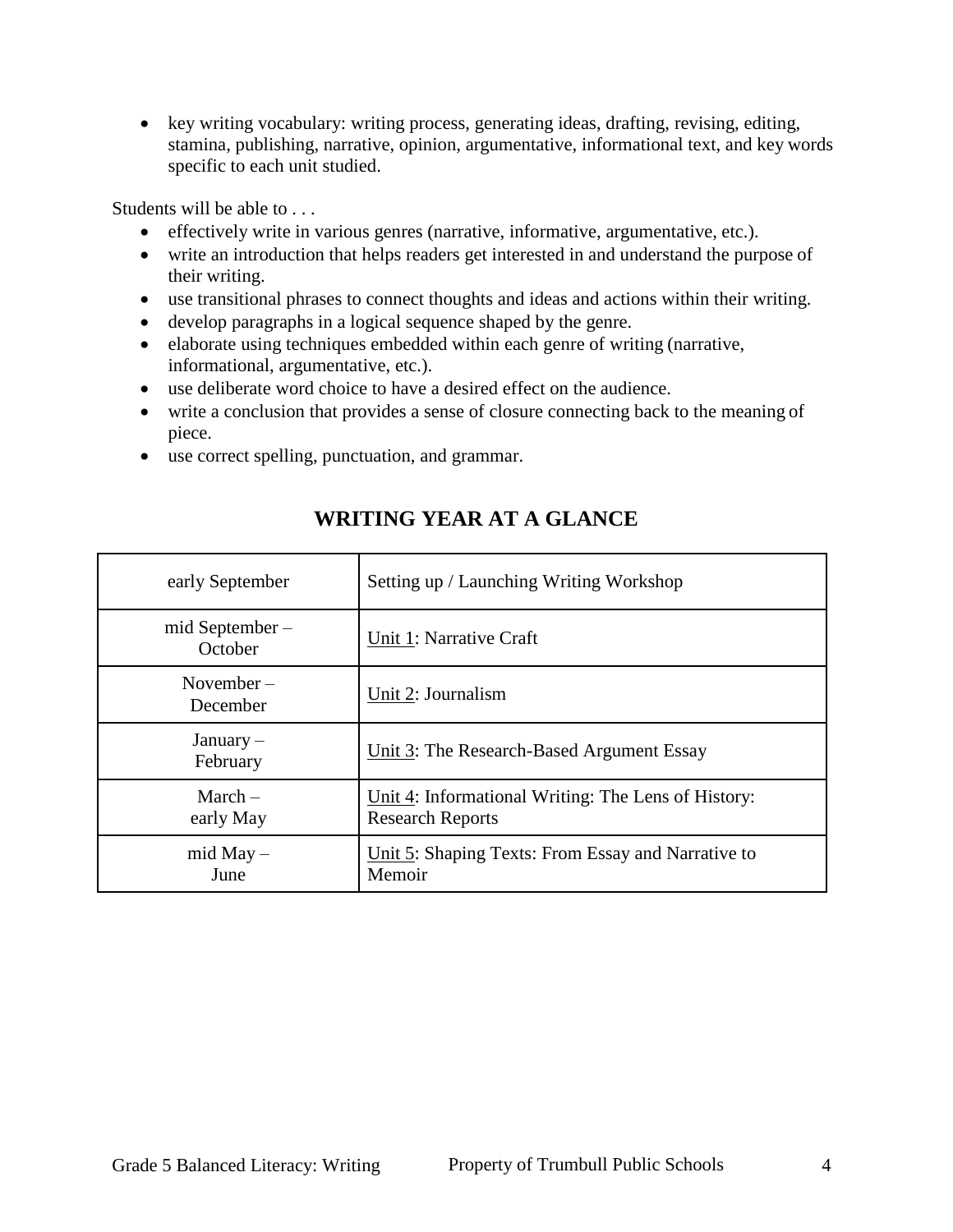- key writing vocabulary: writing process, generating ideas, drafting, revising, editing, stamina, publishing, narrative, opinion, argumentative, informational text, and key words specific to each unit studied.

Students will be able to . . .

- effectively write in various genres (narrative, informative, argumentative, etc.).
- write an introduction that helps readers get interested in and understand the purpose of their writing.
- use transitional phrases to connect thoughts and ideas and actions within their writing.
- develop paragraphs in a logical sequence shaped by the genre.
- elaborate using techniques embedded within each genre of writing (narrative, informational, argumentative, etc.).
- use deliberate word choice to have a desired effect on the audience.
- write a conclusion that provides a sense of closure connecting back to the meaning of piece.
- use correct spelling, punctuation, and grammar.

## WRITING YEAR AT A GLANCE

| | |
|---|---|
| early September | Setting up / Launching Writing Workshop |
| mid September – October | Unit 1: Narrative Craft |
| November – December | Unit 2: Journalism |
| January – February | Unit 3: The Research-Based Argument Essay |
| March – early May | Unit 4: Informational Writing: The Lens of History: Research Reports |
| mid May – June | Unit 5: Shaping Texts: From Essay and Narrative to Memoir |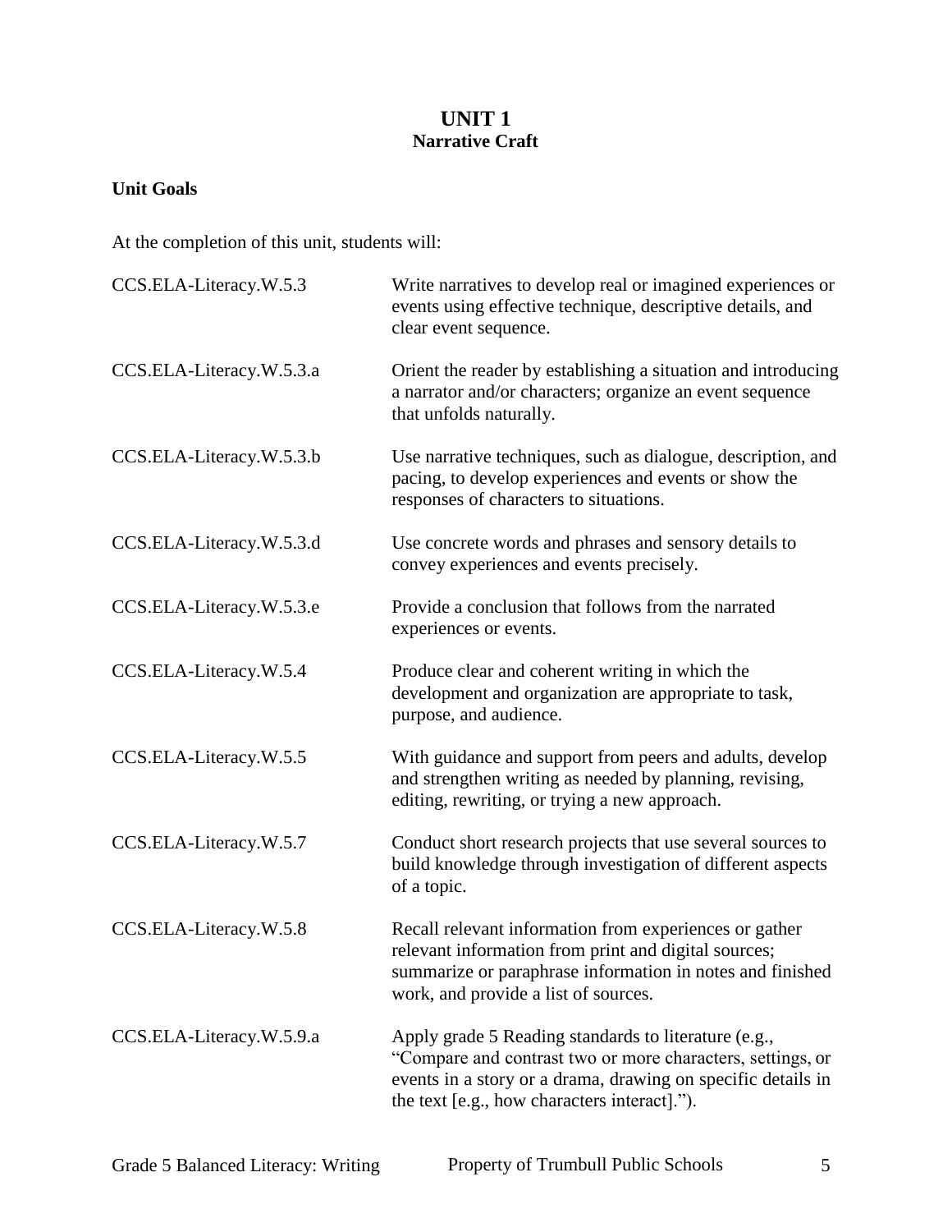# UNIT 1
## Narrative Craft

**Unit Goals**

At the completion of this unit, students will:

| | |
|---|---|
| CCS.ELA-Literacy.W.5.3 | Write narratives to develop real or imagined experiences or events using effective technique, descriptive details, and clear event sequence. |
| CCS.ELA-Literacy.W.5.3.a | Orient the reader by establishing a situation and introducing a narrator and/or characters; organize an event sequence that unfolds naturally. |
| CCS.ELA-Literacy.W.5.3.b | Use narrative techniques, such as dialogue, description, and pacing, to develop experiences and events or show the responses of characters to situations. |
| CCS.ELA-Literacy.W.5.3.d | Use concrete words and phrases and sensory details to convey experiences and events precisely. |
| CCS.ELA-Literacy.W.5.3.e | Provide a conclusion that follows from the narrated experiences or events. |
| CCS.ELA-Literacy.W.5.4 | Produce clear and coherent writing in which the development and organization are appropriate to task, purpose, and audience. |
| CCS.ELA-Literacy.W.5.5 | With guidance and support from peers and adults, develop and strengthen writing as needed by planning, revising, editing, rewriting, or trying a new approach. |
| CCS.ELA-Literacy.W.5.7 | Conduct short research projects that use several sources to build knowledge through investigation of different aspects of a topic. |
| CCS.ELA-Literacy.W.5.8 | Recall relevant information from experiences or gather relevant information from print and digital sources; summarize or paraphrase information in notes and finished work, and provide a list of sources. |
| CCS.ELA-Literacy.W.5.9.a | Apply grade 5 Reading standards to literature (e.g., "Compare and contrast two or more characters, settings, or events in a story or a drama, drawing on specific details in the text [e.g., how characters interact]."). |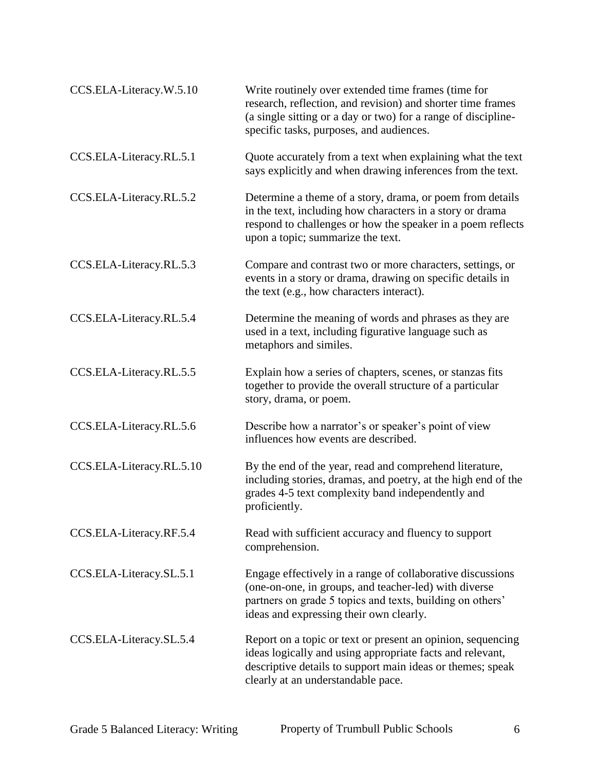| | |
|---|---|
| CCS.ELA-Literacy.W.5.10 | Write routinely over extended time frames (time for research, reflection, and revision) and shorter time frames (a single sitting or a day or two) for a range of discipline-specific tasks, purposes, and audiences. |
| CCS.ELA-Literacy.RL.5.1 | Quote accurately from a text when explaining what the text says explicitly and when drawing inferences from the text. |
| CCS.ELA-Literacy.RL.5.2 | Determine a theme of a story, drama, or poem from details in the text, including how characters in a story or drama respond to challenges or how the speaker in a poem reflects upon a topic; summarize the text. |
| CCS.ELA-Literacy.RL.5.3 | Compare and contrast two or more characters, settings, or events in a story or drama, drawing on specific details in the text (e.g., how characters interact). |
| CCS.ELA-Literacy.RL.5.4 | Determine the meaning of words and phrases as they are used in a text, including figurative language such as metaphors and similes. |
| CCS.ELA-Literacy.RL.5.5 | Explain how a series of chapters, scenes, or stanzas fits together to provide the overall structure of a particular story, drama, or poem. |
| CCS.ELA-Literacy.RL.5.6 | Describe how a narrator's or speaker's point of view influences how events are described. |
| CCS.ELA-Literacy.RL.5.10 | By the end of the year, read and comprehend literature, including stories, dramas, and poetry, at the high end of the grades 4-5 text complexity band independently and proficiently. |
| CCS.ELA-Literacy.RF.5.4 | Read with sufficient accuracy and fluency to support comprehension. |
| CCS.ELA-Literacy.SL.5.1 | Engage effectively in a range of collaborative discussions (one-on-one, in groups, and teacher-led) with diverse partners on grade 5 topics and texts, building on others' ideas and expressing their own clearly. |
| CCS.ELA-Literacy.SL.5.4 | Report on a topic or text or present an opinion, sequencing ideas logically and using appropriate facts and relevant, descriptive details to support main ideas or themes; speak clearly at an understandable pace. |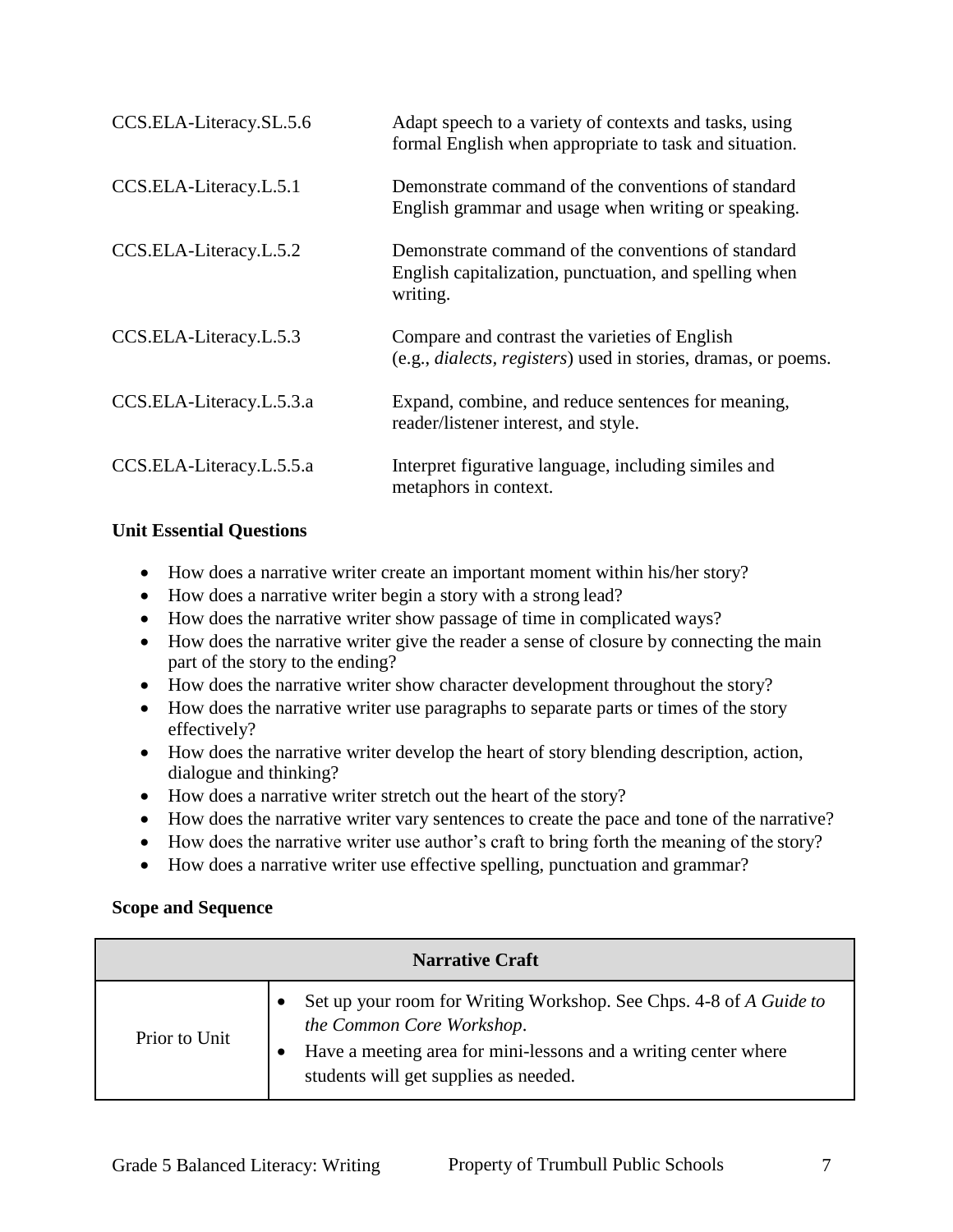| | |
|---|---|
| CCS.ELA-Literacy.SL.5.6 | Adapt speech to a variety of contexts and tasks, using formal English when appropriate to task and situation. |
| CCS.ELA-Literacy.L.5.1 | Demonstrate command of the conventions of standard English grammar and usage when writing or speaking. |
| CCS.ELA-Literacy.L.5.2 | Demonstrate command of the conventions of standard English capitalization, punctuation, and spelling when writing. |
| CCS.ELA-Literacy.L.5.3 | Compare and contrast the varieties of English (e.g., *dialects*, *registers*) used in stories, dramas, or poems. |
| CCS.ELA-Literacy.L.5.3.a | Expand, combine, and reduce sentences for meaning, reader/listener interest, and style. |
| CCS.ELA-Literacy.L.5.5.a | Interpret figurative language, including similes and metaphors in context. |

**Unit Essential Questions**

- How does a narrative writer create an important moment within his/her story?
- How does a narrative writer begin a story with a strong lead?
- How does the narrative writer show passage of time in complicated ways?
- How does the narrative writer give the reader a sense of closure by connecting the main part of the story to the ending?
- How does the narrative writer show character development throughout the story?
- How does the narrative writer use paragraphs to separate parts or times of the story effectively?
- How does the narrative writer develop the heart of story blending description, action, dialogue and thinking?
- How does a narrative writer stretch out the heart of the story?
- How does the narrative writer vary sentences to create the pace and tone of the narrative?
- How does the narrative writer use author's craft to bring forth the meaning of the story?
- How does a narrative writer use effective spelling, punctuation and grammar?

**Scope and Sequence**

| Narrative Craft | |
|---|---|
| Prior to Unit | • Set up your room for Writing Workshop. See Chps. 4-8 of *A Guide to the Common Core Workshop*.<br>• Have a meeting area for mini-lessons and a writing center where students will get supplies as needed. |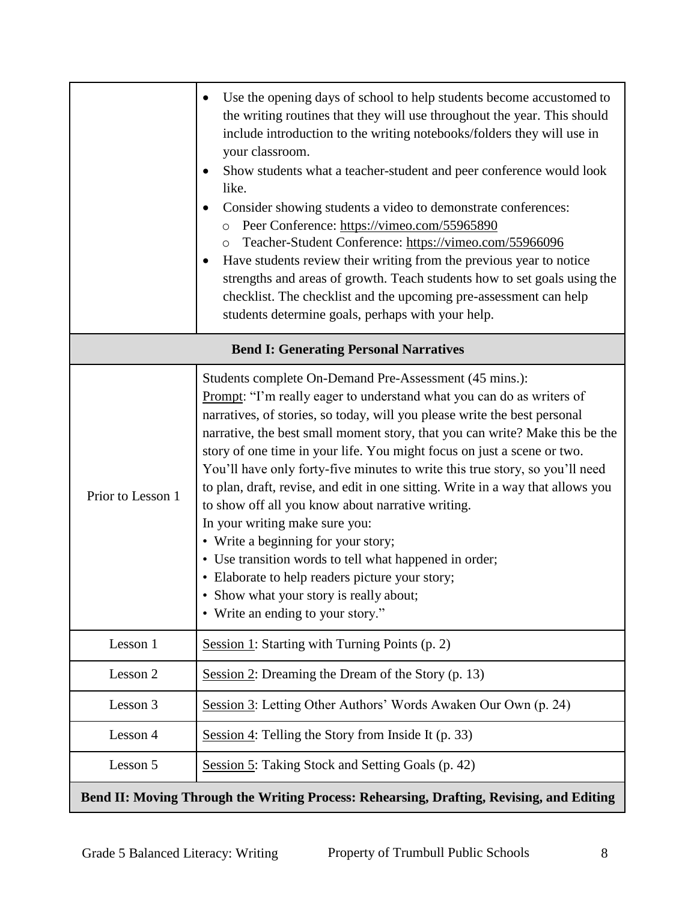| | |
|---|---|
| | • Use the opening days of school to help students become accustomed to the writing routines that they will use throughout the year. This should include introduction to the writing notebooks/folders they will use in your classroom.<br>• Show students what a teacher-student and peer conference would look like.<br>• Consider showing students a video to demonstrate conferences:<br>  ○ Peer Conference: https://vimeo.com/55965890<br>  ○ Teacher-Student Conference: https://vimeo.com/55966096<br>• Have students review their writing from the previous year to notice strengths and areas of growth. Teach students how to set goals using the checklist. The checklist and the upcoming pre-assessment can help students determine goals, perhaps with your help. |
| **Bend I: Generating Personal Narratives** | |
| Prior to Lesson 1 | Students complete On-Demand Pre-Assessment (45 mins.):<br>Prompt: "I'm really eager to understand what you can do as writers of narratives, of stories, so today, will you please write the best personal narrative, the best small moment story, that you can write? Make this be the story of one time in your life. You might focus on just a scene or two. You'll have only forty-five minutes to write this true story, so you'll need to plan, draft, revise, and edit in one sitting. Write in a way that allows you to show off all you know about narrative writing.<br>In your writing make sure you:<br>• Write a beginning for your story;<br>• Use transition words to tell what happened in order;<br>• Elaborate to help readers picture your story;<br>• Show what your story is really about;<br>• Write an ending to your story." |
| Lesson 1 | Session 1: Starting with Turning Points (p. 2) |
| Lesson 2 | Session 2: Dreaming the Dream of the Story (p. 13) |
| Lesson 3 | Session 3: Letting Other Authors' Words Awaken Our Own (p. 24) |
| Lesson 4 | Session 4: Telling the Story from Inside It (p. 33) |
| Lesson 5 | Session 5: Taking Stock and Setting Goals (p. 42) |
| **Bend II: Moving Through the Writing Process: Rehearsing, Drafting, Revising, and Editing** | |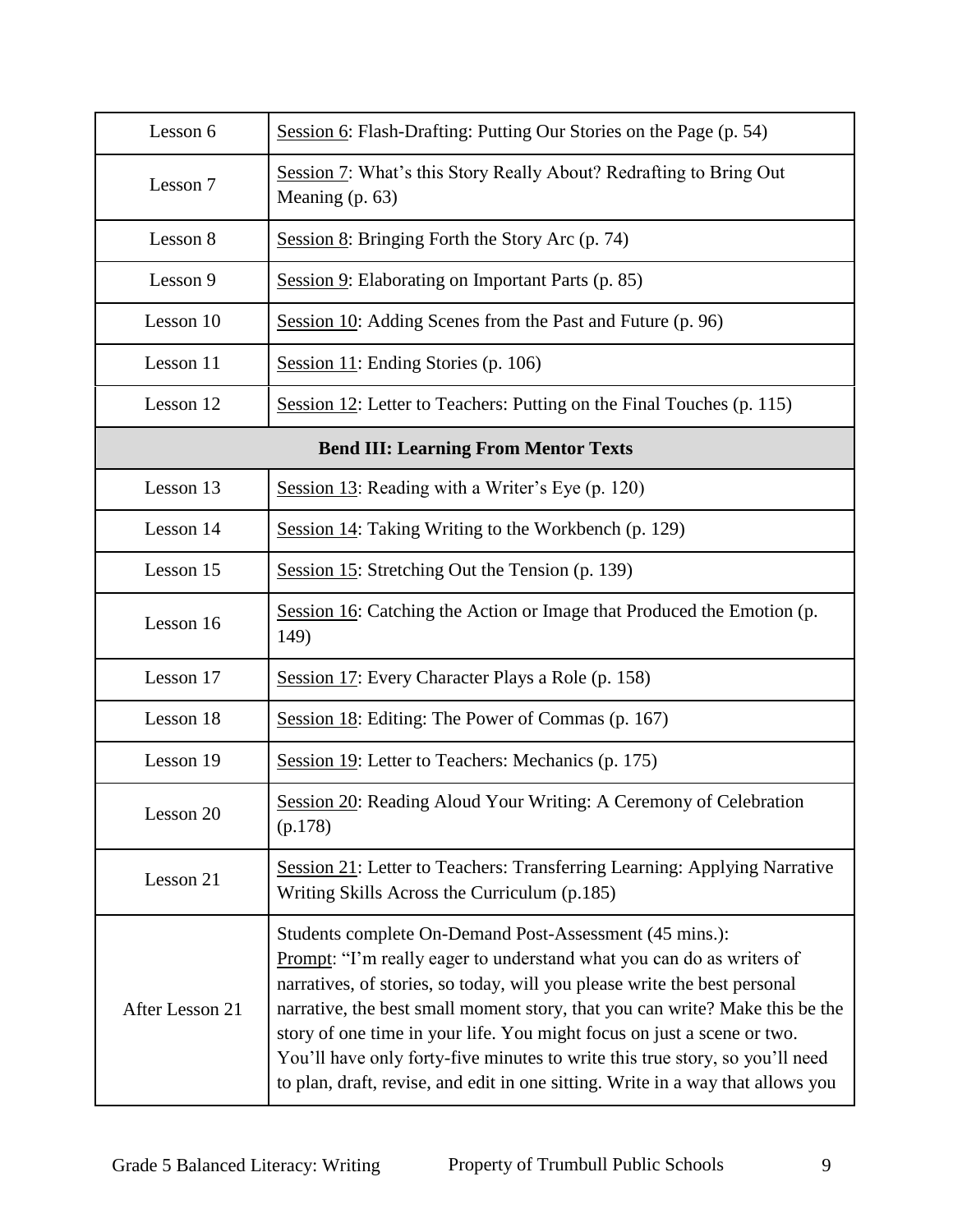| Lesson 6 | Session 6: Flash-Drafting: Putting Our Stories on the Page (p. 54) |
|---|---|
| Lesson 7 | Session 7: What's this Story Really About? Redrafting to Bring Out Meaning (p. 63) |
| Lesson 8 | Session 8: Bringing Forth the Story Arc (p. 74) |
| Lesson 9 | Session 9: Elaborating on Important Parts (p. 85) |
| Lesson 10 | Session 10: Adding Scenes from the Past and Future (p. 96) |
| Lesson 11 | Session 11: Ending Stories (p. 106) |
| Lesson 12 | Session 12: Letter to Teachers: Putting on the Final Touches (p. 115) |
| **Bend III: Learning From Mentor Texts** | |
| Lesson 13 | Session 13: Reading with a Writer's Eye (p. 120) |
| Lesson 14 | Session 14: Taking Writing to the Workbench (p. 129) |
| Lesson 15 | Session 15: Stretching Out the Tension (p. 139) |
| Lesson 16 | Session 16: Catching the Action or Image that Produced the Emotion (p. 149) |
| Lesson 17 | Session 17: Every Character Plays a Role (p. 158) |
| Lesson 18 | Session 18: Editing: The Power of Commas (p. 167) |
| Lesson 19 | Session 19: Letter to Teachers: Mechanics (p. 175) |
| Lesson 20 | Session 20: Reading Aloud Your Writing: A Ceremony of Celebration (p.178) |
| Lesson 21 | Session 21: Letter to Teachers: Transferring Learning: Applying Narrative Writing Skills Across the Curriculum (p.185) |
| After Lesson 21 | Students complete On-Demand Post-Assessment (45 mins.): Prompt: "I'm really eager to understand what you can do as writers of narratives, of stories, so today, will you please write the best personal narrative, the best small moment story, that you can write? Make this be the story of one time in your life. You might focus on just a scene or two. You'll have only forty-five minutes to write this true story, so you'll need to plan, draft, revise, and edit in one sitting. Write in a way that allows you |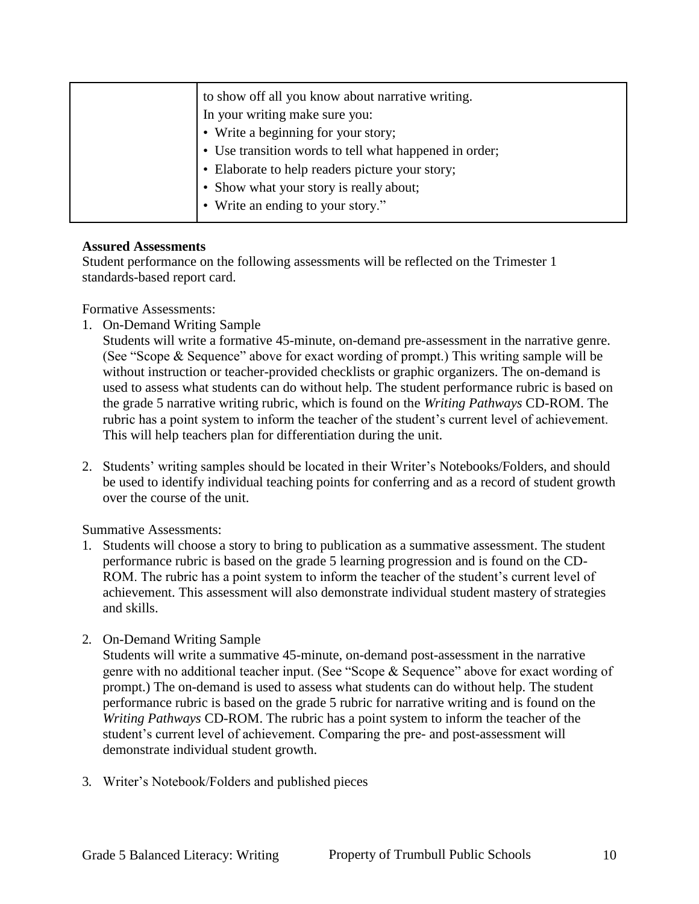| | to show off all you know about narrative writing.<br>In your writing make sure you:<br>• Write a beginning for your story;<br>• Use transition words to tell what happened in order;<br>• Elaborate to help readers picture your story;<br>• Show what your story is really about;<br>• Write an ending to your story." |
|---|---|

**Assured Assessments**

Student performance on the following assessments will be reflected on the Trimester 1 standards-based report card.

Formative Assessments:

1. On-Demand Writing Sample
   Students will write a formative 45-minute, on-demand pre-assessment in the narrative genre. (See "Scope & Sequence" above for exact wording of prompt.) This writing sample will be without instruction or teacher-provided checklists or graphic organizers. The on-demand is used to assess what students can do without help. The student performance rubric is based on the grade 5 narrative writing rubric, which is found on the *Writing Pathways* CD-ROM. The rubric has a point system to inform the teacher of the student's current level of achievement. This will help teachers plan for differentiation during the unit.

2. Students' writing samples should be located in their Writer's Notebooks/Folders, and should be used to identify individual teaching points for conferring and as a record of student growth over the course of the unit.

Summative Assessments:

1. Students will choose a story to bring to publication as a summative assessment. The student performance rubric is based on the grade 5 learning progression and is found on the CD-ROM. The rubric has a point system to inform the teacher of the student's current level of achievement. This assessment will also demonstrate individual student mastery of strategies and skills.

2. On-Demand Writing Sample
   Students will write a summative 45-minute, on-demand post-assessment in the narrative genre with no additional teacher input. (See "Scope & Sequence" above for exact wording of prompt.) The on-demand is used to assess what students can do without help. The student performance rubric is based on the grade 5 rubric for narrative writing and is found on the *Writing Pathways* CD-ROM. The rubric has a point system to inform the teacher of the student's current level of achievement. Comparing the pre- and post-assessment will demonstrate individual student growth.

3. Writer's Notebook/Folders and published pieces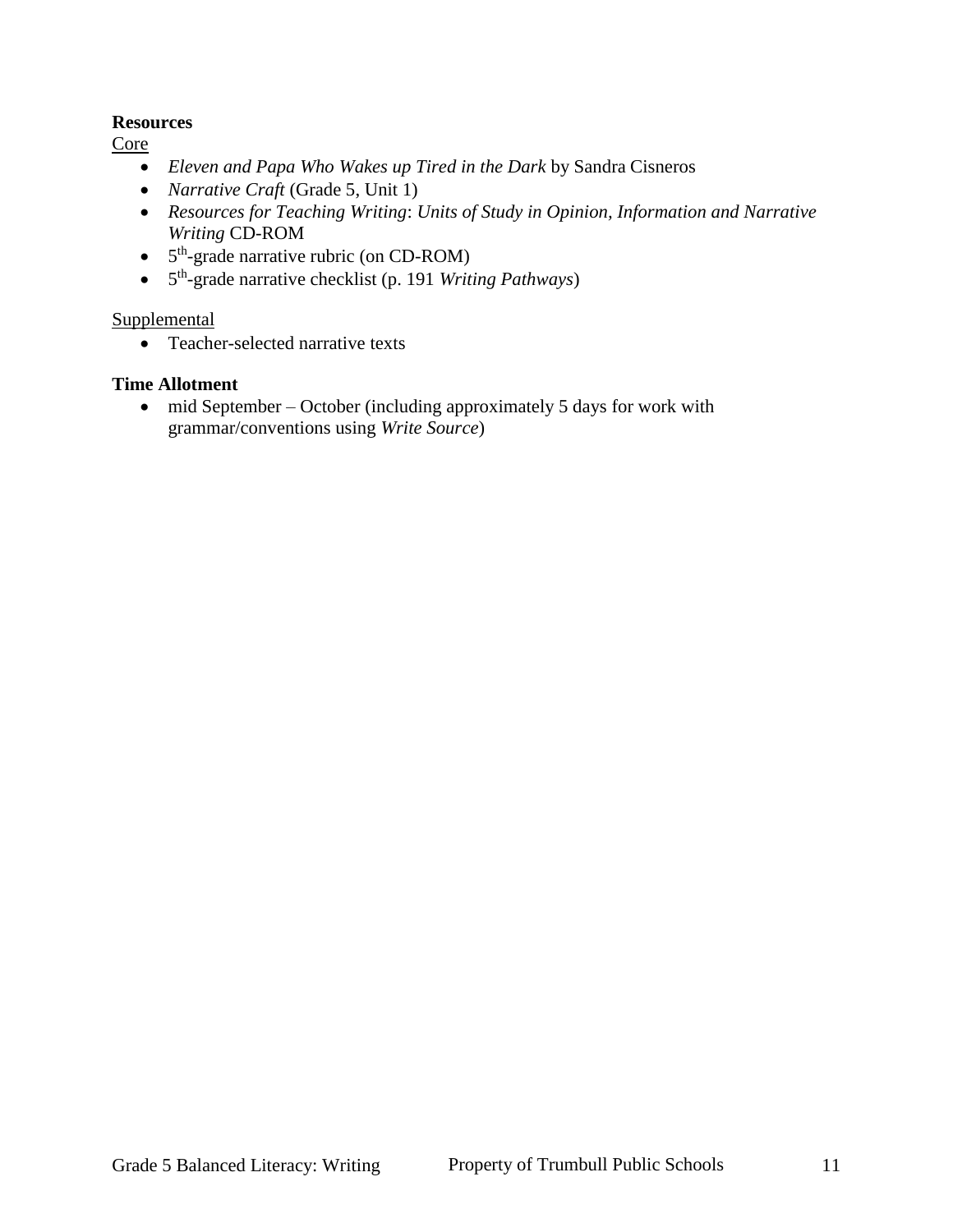**Resources**

Core

- *Eleven and Papa Who Wakes up Tired in the Dark* by Sandra Cisneros
- *Narrative Craft* (Grade 5, Unit 1)
- *Resources for Teaching Writing*: *Units of Study in Opinion, Information and Narrative Writing* CD-ROM
- 5th-grade narrative rubric (on CD-ROM)
- 5th-grade narrative checklist (p. 191 *Writing Pathways*)

Supplemental

- Teacher-selected narrative texts

**Time Allotment**

- mid September – October (including approximately 5 days for work with grammar/conventions using *Write Source*)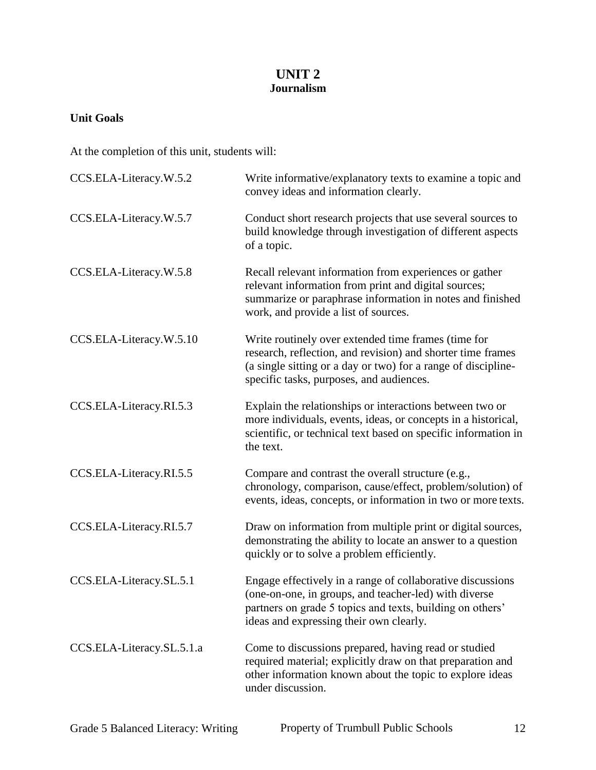# UNIT 2
## Journalism

### Unit Goals

At the completion of this unit, students will:

| | |
|---|---|
| CCS.ELA-Literacy.W.5.2 | Write informative/explanatory texts to examine a topic and convey ideas and information clearly. |
| CCS.ELA-Literacy.W.5.7 | Conduct short research projects that use several sources to build knowledge through investigation of different aspects of a topic. |
| CCS.ELA-Literacy.W.5.8 | Recall relevant information from experiences or gather relevant information from print and digital sources; summarize or paraphrase information in notes and finished work, and provide a list of sources. |
| CCS.ELA-Literacy.W.5.10 | Write routinely over extended time frames (time for research, reflection, and revision) and shorter time frames (a single sitting or a day or two) for a range of discipline-specific tasks, purposes, and audiences. |
| CCS.ELA-Literacy.RI.5.3 | Explain the relationships or interactions between two or more individuals, events, ideas, or concepts in a historical, scientific, or technical text based on specific information in the text. |
| CCS.ELA-Literacy.RI.5.5 | Compare and contrast the overall structure (e.g., chronology, comparison, cause/effect, problem/solution) of events, ideas, concepts, or information in two or more texts. |
| CCS.ELA-Literacy.RI.5.7 | Draw on information from multiple print or digital sources, demonstrating the ability to locate an answer to a question quickly or to solve a problem efficiently. |
| CCS.ELA-Literacy.SL.5.1 | Engage effectively in a range of collaborative discussions (one-on-one, in groups, and teacher-led) with diverse partners on grade 5 topics and texts, building on others' ideas and expressing their own clearly. |
| CCS.ELA-Literacy.SL.5.1.a | Come to discussions prepared, having read or studied required material; explicitly draw on that preparation and other information known about the topic to explore ideas under discussion. |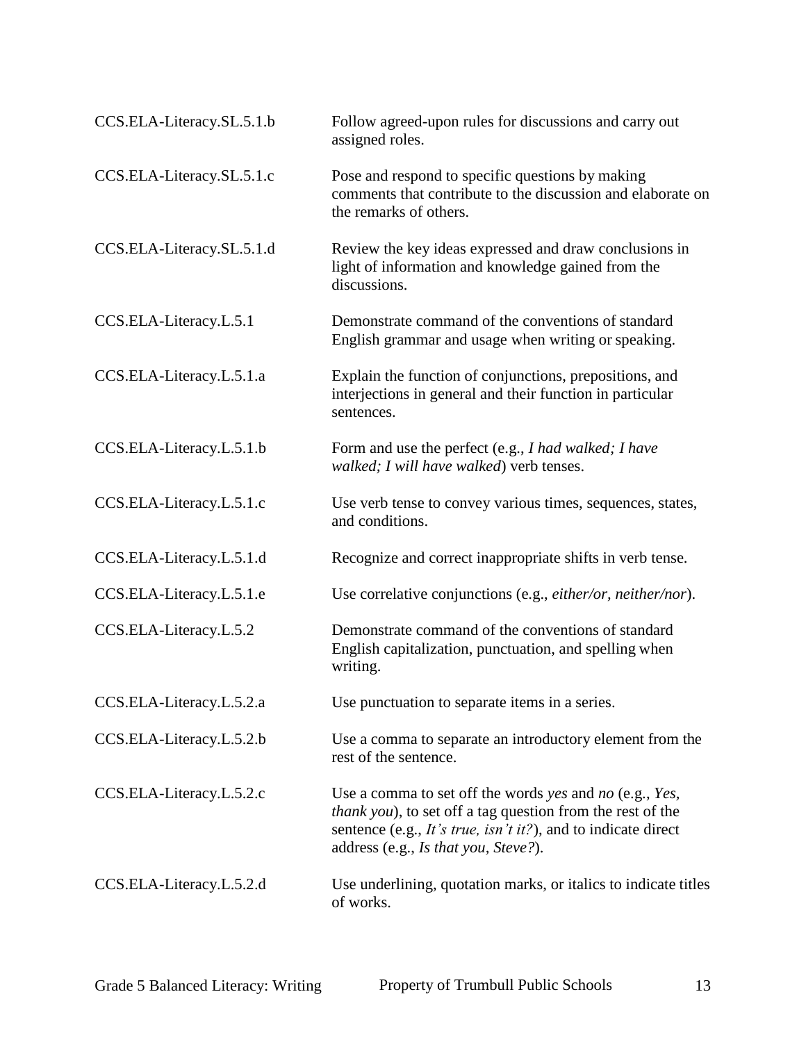| | |
|---|---|
| CCS.ELA-Literacy.SL.5.1.b | Follow agreed-upon rules for discussions and carry out assigned roles. |
| CCS.ELA-Literacy.SL.5.1.c | Pose and respond to specific questions by making comments that contribute to the discussion and elaborate on the remarks of others. |
| CCS.ELA-Literacy.SL.5.1.d | Review the key ideas expressed and draw conclusions in light of information and knowledge gained from the discussions. |
| CCS.ELA-Literacy.L.5.1 | Demonstrate command of the conventions of standard English grammar and usage when writing or speaking. |
| CCS.ELA-Literacy.L.5.1.a | Explain the function of conjunctions, prepositions, and interjections in general and their function in particular sentences. |
| CCS.ELA-Literacy.L.5.1.b | Form and use the perfect (e.g., *I had walked; I have walked; I will have walked*) verb tenses. |
| CCS.ELA-Literacy.L.5.1.c | Use verb tense to convey various times, sequences, states, and conditions. |
| CCS.ELA-Literacy.L.5.1.d | Recognize and correct inappropriate shifts in verb tense. |
| CCS.ELA-Literacy.L.5.1.e | Use correlative conjunctions (e.g., *either/or, neither/nor*). |
| CCS.ELA-Literacy.L.5.2 | Demonstrate command of the conventions of standard English capitalization, punctuation, and spelling when writing. |
| CCS.ELA-Literacy.L.5.2.a | Use punctuation to separate items in a series. |
| CCS.ELA-Literacy.L.5.2.b | Use a comma to separate an introductory element from the rest of the sentence. |
| CCS.ELA-Literacy.L.5.2.c | Use a comma to set off the words *yes* and *no* (e.g., *Yes, thank you*), to set off a tag question from the rest of the sentence (e.g., *It's true, isn't it?*), and to indicate direct address (e.g., *Is that you, Steve?*). |
| CCS.ELA-Literacy.L.5.2.d | Use underlining, quotation marks, or italics to indicate titles of works. |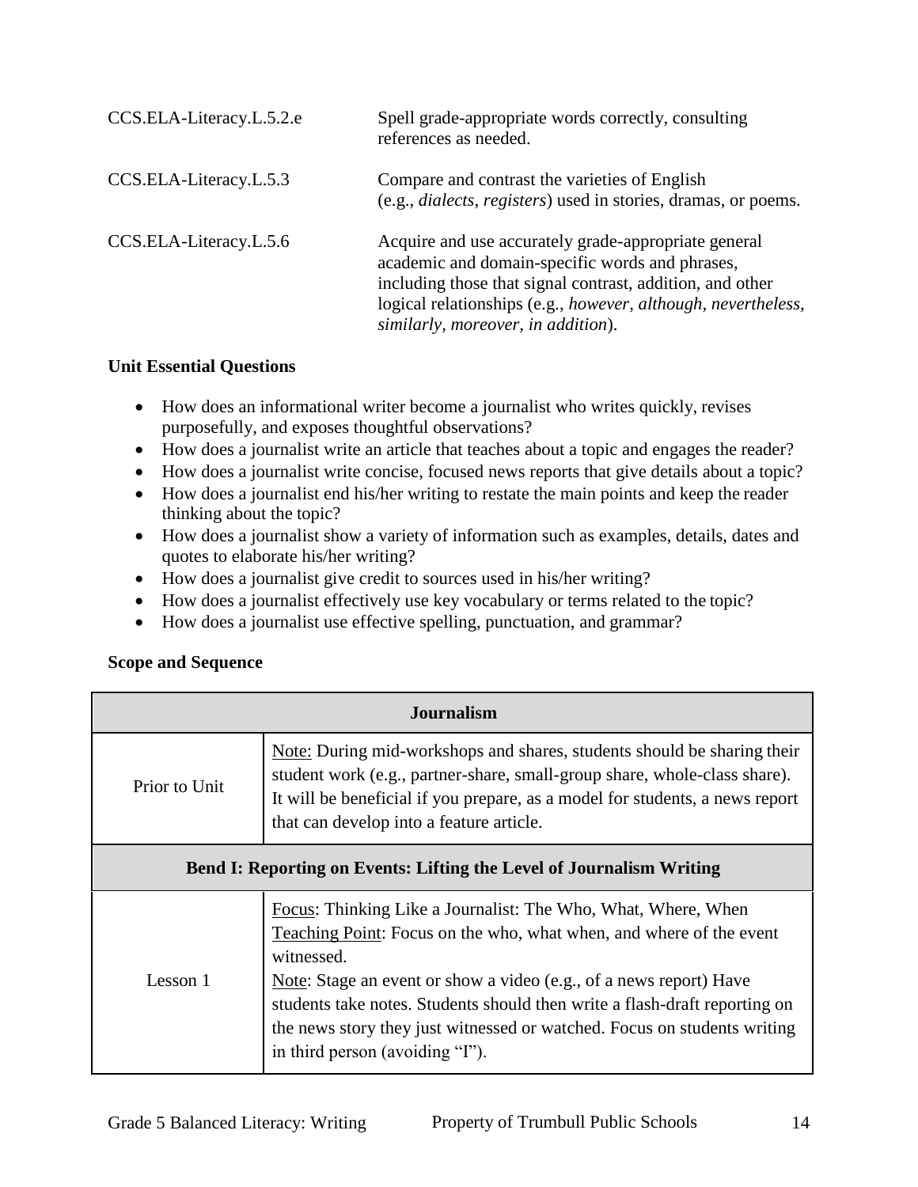| | |
|---|---|
| CCS.ELA-Literacy.L.5.2.e | Spell grade-appropriate words correctly, consulting references as needed. |
| CCS.ELA-Literacy.L.5.3 | Compare and contrast the varieties of English (e.g., *dialects, registers*) used in stories, dramas, or poems. |
| CCS.ELA-Literacy.L.5.6 | Acquire and use accurately grade-appropriate general academic and domain-specific words and phrases, including those that signal contrast, addition, and other logical relationships (e.g., *however, although, nevertheless, similarly, moreover, in addition*). |

**Unit Essential Questions**

- How does an informational writer become a journalist who writes quickly, revises purposefully, and exposes thoughtful observations?
- How does a journalist write an article that teaches about a topic and engages the reader?
- How does a journalist write concise, focused news reports that give details about a topic?
- How does a journalist end his/her writing to restate the main points and keep the reader thinking about the topic?
- How does a journalist show a variety of information such as examples, details, dates and quotes to elaborate his/her writing?
- How does a journalist give credit to sources used in his/her writing?
- How does a journalist effectively use key vocabulary or terms related to the topic?
- How does a journalist use effective spelling, punctuation, and grammar?

**Scope and Sequence**

| **Journalism** | |
|---|---|
| Prior to Unit | Note: During mid-workshops and shares, students should be sharing their student work (e.g., partner-share, small-group share, whole-class share). It will be beneficial if you prepare, as a model for students, a news report that can develop into a feature article. |
| **Bend I: Reporting on Events: Lifting the Level of Journalism Writing** | |
| Lesson 1 | Focus: Thinking Like a Journalist: The Who, What, Where, When<br>Teaching Point: Focus on the who, what when, and where of the event witnessed.<br>Note: Stage an event or show a video (e.g., of a news report) Have students take notes. Students should then write a flash-draft reporting on the news story they just witnessed or watched. Focus on students writing in third person (avoiding "I"). |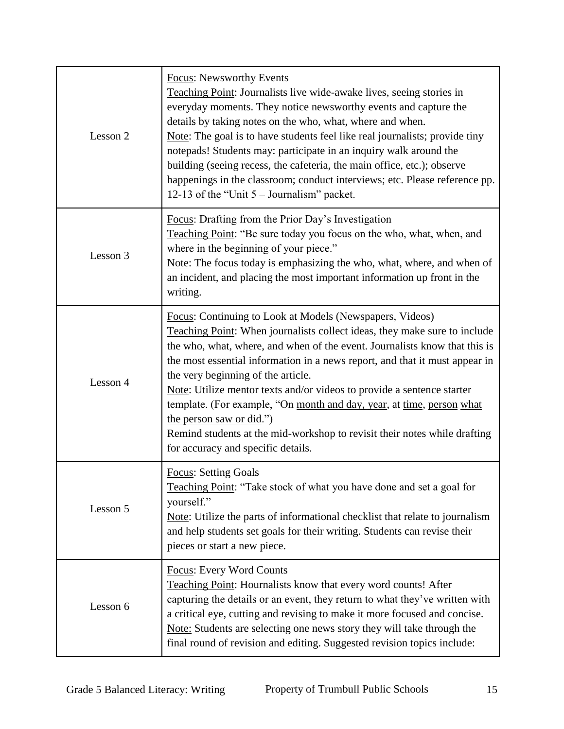| | |
|---|---|
| Lesson 2 | <u>Focus</u>: Newsworthy Events<br><u>Teaching Point</u>: Journalists live wide-awake lives, seeing stories in everyday moments. They notice newsworthy events and capture the details by taking notes on the who, what, where and when.<br><u>Note</u>: The goal is to have students feel like real journalists; provide tiny notepads! Students may: participate in an inquiry walk around the building (seeing recess, the cafeteria, the main office, etc.); observe happenings in the classroom; conduct interviews; etc. Please reference pp. 12-13 of the "Unit 5 – Journalism" packet. |
| Lesson 3 | <u>Focus</u>: Drafting from the Prior Day's Investigation<br><u>Teaching Point</u>: "Be sure today you focus on the who, what, when, and where in the beginning of your piece."<br><u>Note</u>: The focus today is emphasizing the who, what, where, and when of an incident, and placing the most important information up front in the writing. |
| Lesson 4 | <u>Focus</u>: Continuing to Look at Models (Newspapers, Videos)<br><u>Teaching Point</u>: When journalists collect ideas, they make sure to include the who, what, where, and when of the event. Journalists know that this is the most essential information in a news report, and that it must appear in the very beginning of the article.<br><u>Note</u>: Utilize mentor texts and/or videos to provide a sentence starter template. (For example, "On <u>month and day, year</u>, at <u>time</u>, <u>person</u> <u>what the person saw or did</u>.")<br>Remind students at the mid-workshop to revisit their notes while drafting for accuracy and specific details. |
| Lesson 5 | <u>Focus</u>: Setting Goals<br><u>Teaching Point</u>: "Take stock of what you have done and set a goal for yourself."<br><u>Note</u>: Utilize the parts of informational checklist that relate to journalism and help students set goals for their writing. Students can revise their pieces or start a new piece. |
| Lesson 6 | <u>Focus</u>: Every Word Counts<br><u>Teaching Point</u>: Hournalists know that every word counts! After capturing the details or an event, they return to what they've written with a critical eye, cutting and revising to make it more focused and concise.<br><u>Note:</u> Students are selecting one news story they will take through the final round of revision and editing. Suggested revision topics include: |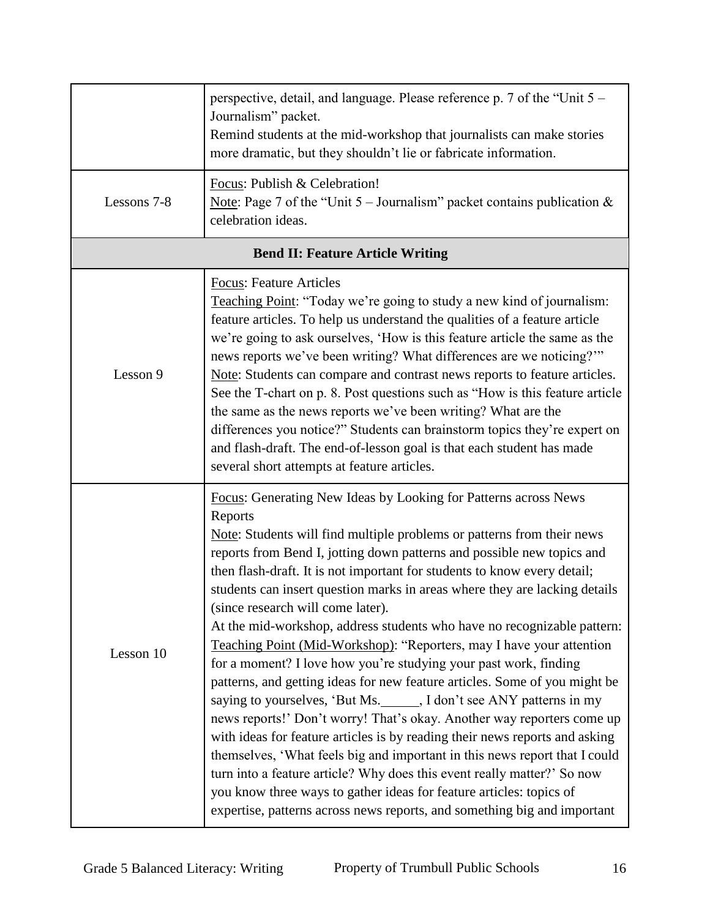| | |
|---|---|
| | perspective, detail, and language. Please reference p. 7 of the "Unit 5 – Journalism" packet.<br>Remind students at the mid-workshop that journalists can make stories more dramatic, but they shouldn't lie or fabricate information. |
| Lessons 7-8 | <u>Focus</u>: Publish & Celebration!<br><u>Note</u>: Page 7 of the "Unit 5 – Journalism" packet contains publication & celebration ideas. |
| **Bend II: Feature Article Writing** | |
| Lesson 9 | <u>Focus</u>: Feature Articles<br><u>Teaching Point</u>: "Today we're going to study a new kind of journalism: feature articles. To help us understand the qualities of a feature article we're going to ask ourselves, 'How is this feature article the same as the news reports we've been writing? What differences are we noticing?'"<br><u>Note</u>: Students can compare and contrast news reports to feature articles. See the T-chart on p. 8. Post questions such as "How is this feature article the same as the news reports we've been writing? What are the differences you notice?" Students can brainstorm topics they're expert on and flash-draft. The end-of-lesson goal is that each student has made several short attempts at feature articles. |
| Lesson 10 | <u>Focus</u>: Generating New Ideas by Looking for Patterns across News Reports<br><u>Note</u>: Students will find multiple problems or patterns from their news reports from Bend I, jotting down patterns and possible new topics and then flash-draft. It is not important for students to know every detail; students can insert question marks in areas where they are lacking details (since research will come later).<br>At the mid-workshop, address students who have no recognizable pattern:<br><u>Teaching Point (Mid-Workshop)</u>: "Reporters, may I have your attention for a moment? I love how you're studying your past work, finding patterns, and getting ideas for new feature articles. Some of you might be saying to yourselves, 'But Ms.______, I don't see ANY patterns in my news reports!' Don't worry! That's okay. Another way reporters come up with ideas for feature articles is by reading their news reports and asking themselves, 'What feels big and important in this news report that I could turn into a feature article? Why does this event really matter?' So now you know three ways to gather ideas for feature articles: topics of expertise, patterns across news reports, and something big and important |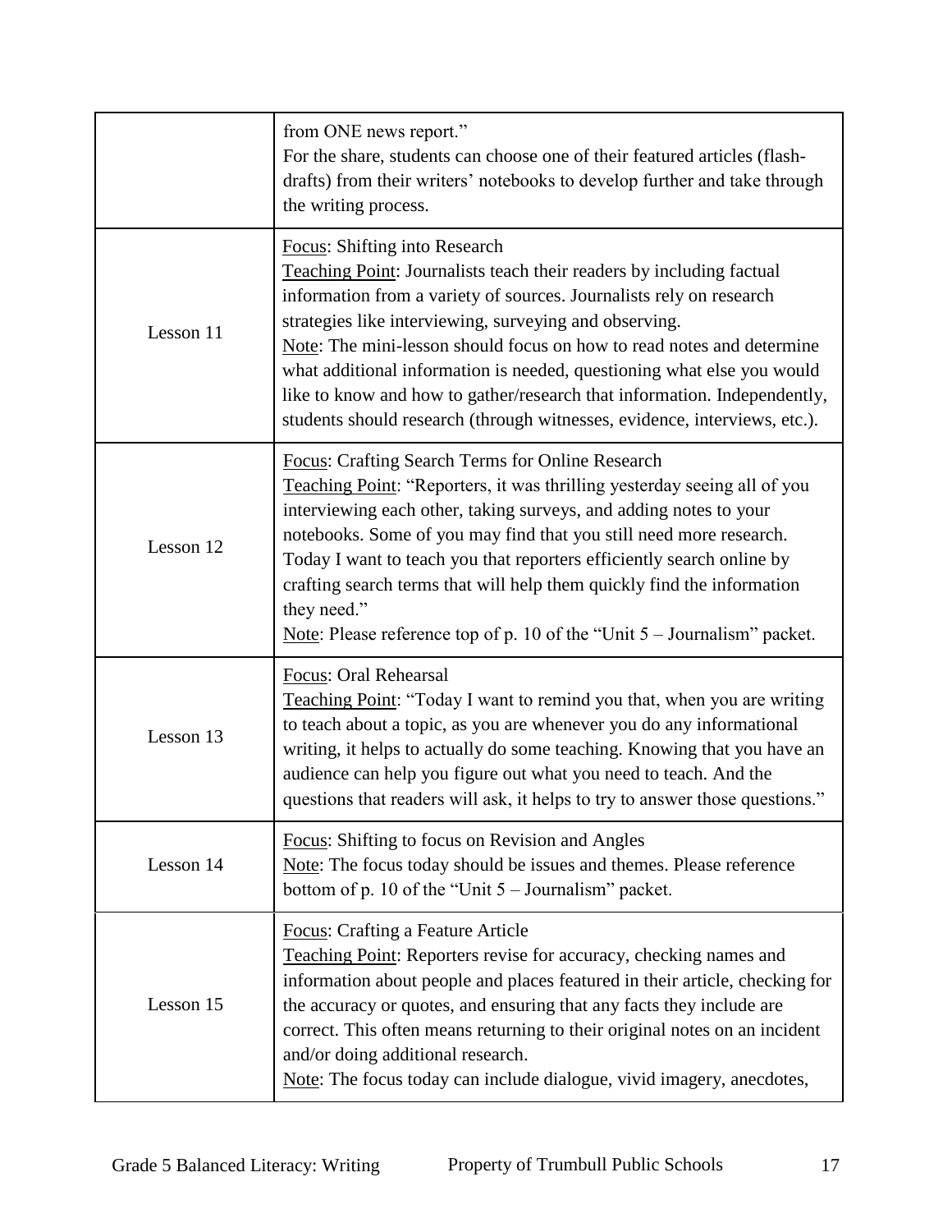| | |
|---|---|
| | from ONE news report."<br>For the share, students can choose one of their featured articles (flash-drafts) from their writers' notebooks to develop further and take through the writing process. |
| Lesson 11 | Focus: Shifting into Research<br>Teaching Point: Journalists teach their readers by including factual information from a variety of sources. Journalists rely on research strategies like interviewing, surveying and observing.<br>Note: The mini-lesson should focus on how to read notes and determine what additional information is needed, questioning what else you would like to know and how to gather/research that information. Independently, students should research (through witnesses, evidence, interviews, etc.). |
| Lesson 12 | Focus: Crafting Search Terms for Online Research<br>Teaching Point: "Reporters, it was thrilling yesterday seeing all of you interviewing each other, taking surveys, and adding notes to your notebooks. Some of you may find that you still need more research. Today I want to teach you that reporters efficiently search online by crafting search terms that will help them quickly find the information they need."<br>Note: Please reference top of p. 10 of the "Unit 5 – Journalism" packet. |
| Lesson 13 | Focus: Oral Rehearsal<br>Teaching Point: "Today I want to remind you that, when you are writing to teach about a topic, as you are whenever you do any informational writing, it helps to actually do some teaching. Knowing that you have an audience can help you figure out what you need to teach. And the questions that readers will ask, it helps to try to answer those questions." |
| Lesson 14 | Focus: Shifting to focus on Revision and Angles<br>Note: The focus today should be issues and themes. Please reference bottom of p. 10 of the "Unit 5 – Journalism" packet. |
| Lesson 15 | Focus: Crafting a Feature Article<br>Teaching Point: Reporters revise for accuracy, checking names and information about people and places featured in their article, checking for the accuracy or quotes, and ensuring that any facts they include are correct. This often means returning to their original notes on an incident and/or doing additional research.<br>Note: The focus today can include dialogue, vivid imagery, anecdotes, |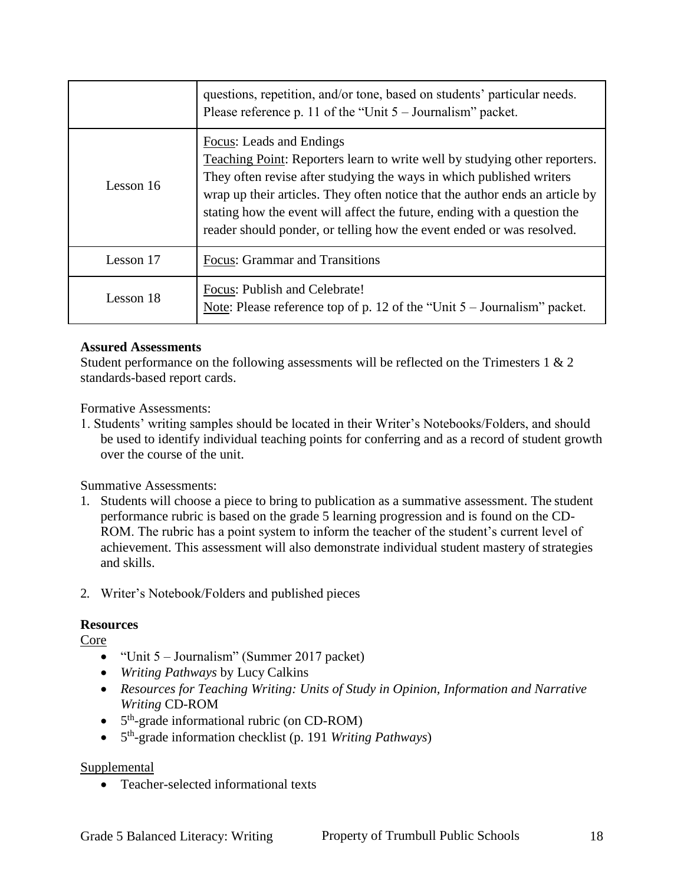|  |  |
|---|---|
|  | questions, repetition, and/or tone, based on students' particular needs. Please reference p. 11 of the "Unit 5 – Journalism" packet. |
| Lesson 16 | Focus: Leads and Endings<br>Teaching Point: Reporters learn to write well by studying other reporters. They often revise after studying the ways in which published writers wrap up their articles. They often notice that the author ends an article by stating how the event will affect the future, ending with a question the reader should ponder, or telling how the event ended or was resolved. |
| Lesson 17 | Focus: Grammar and Transitions |
| Lesson 18 | Focus: Publish and Celebrate!<br>Note: Please reference top of p. 12 of the "Unit 5 – Journalism" packet. |

**Assured Assessments**

Student performance on the following assessments will be reflected on the Trimesters 1 & 2 standards-based report cards.

Formative Assessments:

1. Students' writing samples should be located in their Writer's Notebooks/Folders, and should be used to identify individual teaching points for conferring and as a record of student growth over the course of the unit.

Summative Assessments:

1. Students will choose a piece to bring to publication as a summative assessment. The student performance rubric is based on the grade 5 learning progression and is found on the CD-ROM. The rubric has a point system to inform the teacher of the student's current level of achievement. This assessment will also demonstrate individual student mastery of strategies and skills.

2. Writer's Notebook/Folders and published pieces

**Resources**

Core

- "Unit 5 – Journalism" (Summer 2017 packet)
- *Writing Pathways* by Lucy Calkins
- *Resources for Teaching Writing: Units of Study in Opinion, Information and Narrative Writing* CD-ROM
- 5th-grade informational rubric (on CD-ROM)
- 5th-grade information checklist (p. 191 *Writing Pathways*)

Supplemental

- Teacher-selected informational texts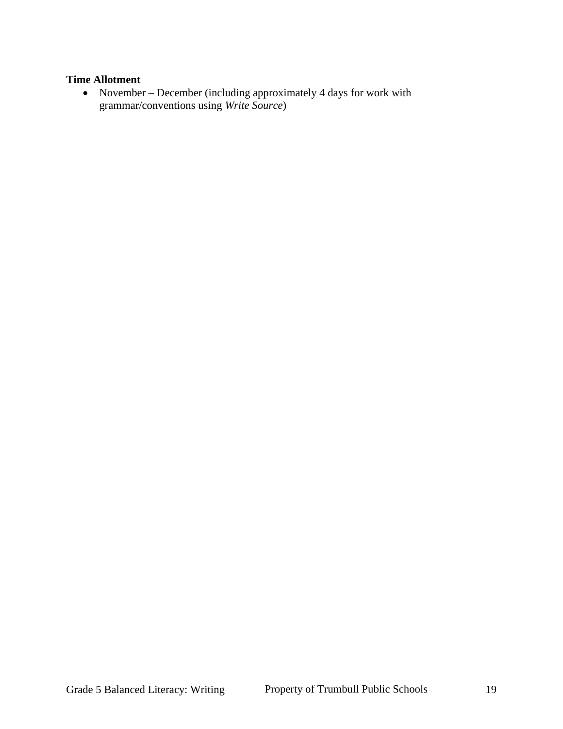**Time Allotment**

- November – December (including approximately 4 days for work with grammar/conventions using *Write Source*)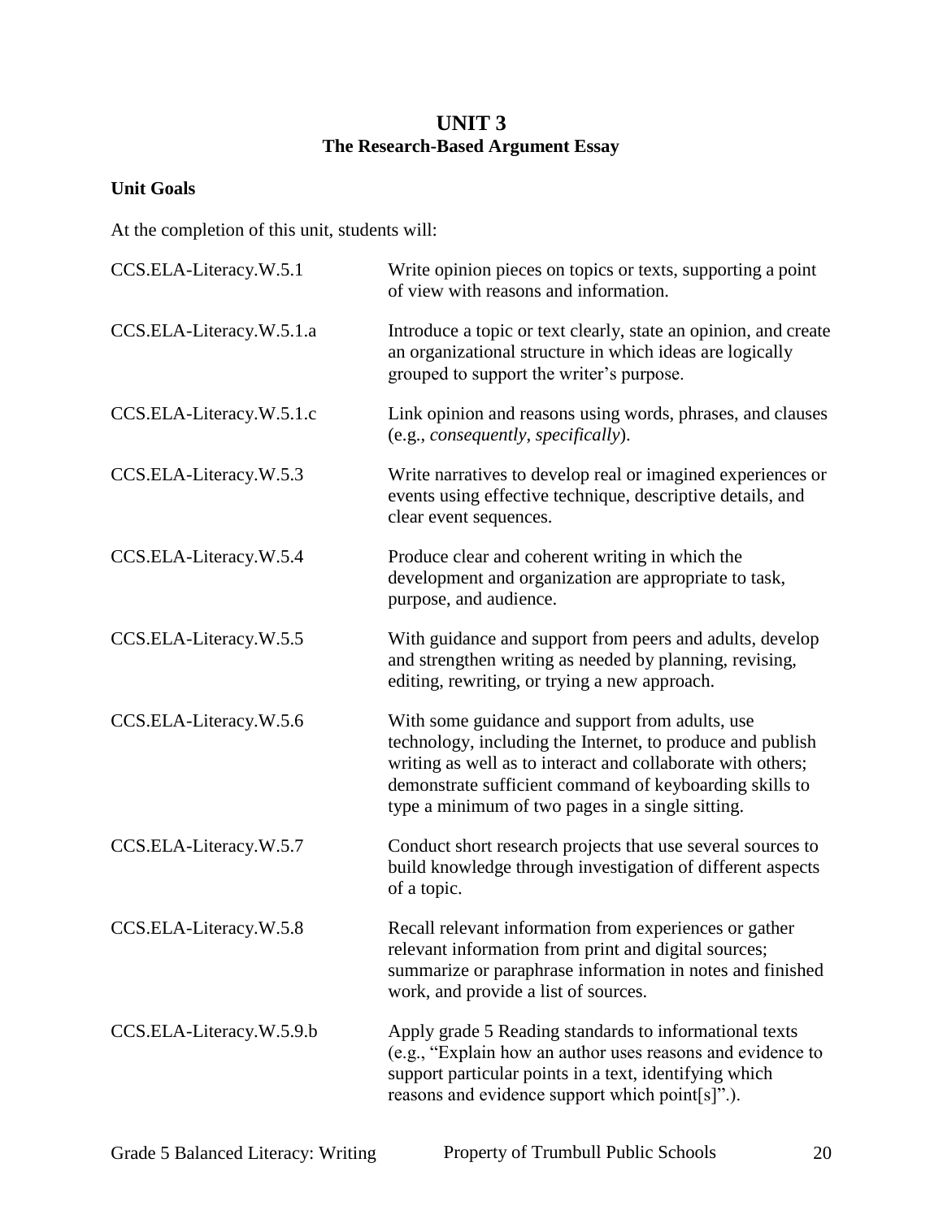# UNIT 3
## The Research-Based Argument Essay

### Unit Goals

At the completion of this unit, students will:

| | |
|---|---|
| CCS.ELA-Literacy.W.5.1 | Write opinion pieces on topics or texts, supporting a point of view with reasons and information. |
| CCS.ELA-Literacy.W.5.1.a | Introduce a topic or text clearly, state an opinion, and create an organizational structure in which ideas are logically grouped to support the writer's purpose. |
| CCS.ELA-Literacy.W.5.1.c | Link opinion and reasons using words, phrases, and clauses (e.g., *consequently*, *specifically*). |
| CCS.ELA-Literacy.W.5.3 | Write narratives to develop real or imagined experiences or events using effective technique, descriptive details, and clear event sequences. |
| CCS.ELA-Literacy.W.5.4 | Produce clear and coherent writing in which the development and organization are appropriate to task, purpose, and audience. |
| CCS.ELA-Literacy.W.5.5 | With guidance and support from peers and adults, develop and strengthen writing as needed by planning, revising, editing, rewriting, or trying a new approach. |
| CCS.ELA-Literacy.W.5.6 | With some guidance and support from adults, use technology, including the Internet, to produce and publish writing as well as to interact and collaborate with others; demonstrate sufficient command of keyboarding skills to type a minimum of two pages in a single sitting. |
| CCS.ELA-Literacy.W.5.7 | Conduct short research projects that use several sources to build knowledge through investigation of different aspects of a topic. |
| CCS.ELA-Literacy.W.5.8 | Recall relevant information from experiences or gather relevant information from print and digital sources; summarize or paraphrase information in notes and finished work, and provide a list of sources. |
| CCS.ELA-Literacy.W.5.9.b | Apply grade 5 Reading standards to informational texts (e.g., "Explain how an author uses reasons and evidence to support particular points in a text, identifying which reasons and evidence support which point[s]".). |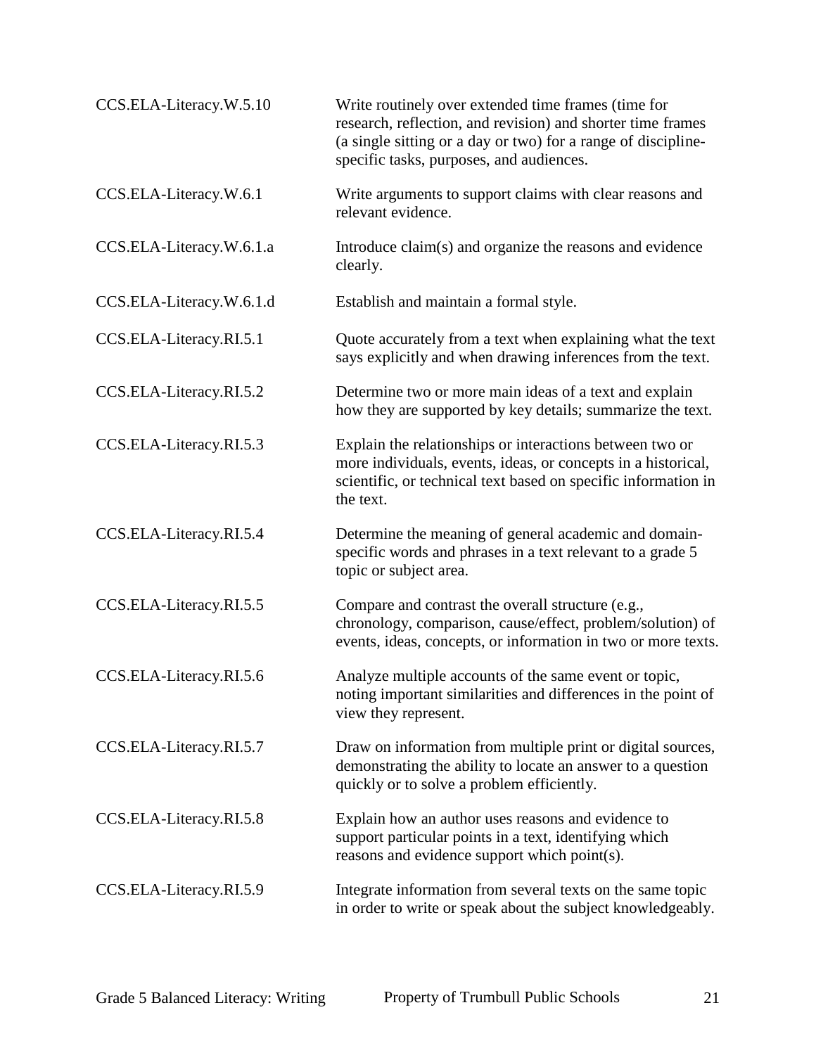| | |
|---|---|
| CCS.ELA-Literacy.W.5.10 | Write routinely over extended time frames (time for research, reflection, and revision) and shorter time frames (a single sitting or a day or two) for a range of discipline-specific tasks, purposes, and audiences. |
| CCS.ELA-Literacy.W.6.1 | Write arguments to support claims with clear reasons and relevant evidence. |
| CCS.ELA-Literacy.W.6.1.a | Introduce claim(s) and organize the reasons and evidence clearly. |
| CCS.ELA-Literacy.W.6.1.d | Establish and maintain a formal style. |
| CCS.ELA-Literacy.RI.5.1 | Quote accurately from a text when explaining what the text says explicitly and when drawing inferences from the text. |
| CCS.ELA-Literacy.RI.5.2 | Determine two or more main ideas of a text and explain how they are supported by key details; summarize the text. |
| CCS.ELA-Literacy.RI.5.3 | Explain the relationships or interactions between two or more individuals, events, ideas, or concepts in a historical, scientific, or technical text based on specific information in the text. |
| CCS.ELA-Literacy.RI.5.4 | Determine the meaning of general academic and domain-specific words and phrases in a text relevant to a grade 5 topic or subject area. |
| CCS.ELA-Literacy.RI.5.5 | Compare and contrast the overall structure (e.g., chronology, comparison, cause/effect, problem/solution) of events, ideas, concepts, or information in two or more texts. |
| CCS.ELA-Literacy.RI.5.6 | Analyze multiple accounts of the same event or topic, noting important similarities and differences in the point of view they represent. |
| CCS.ELA-Literacy.RI.5.7 | Draw on information from multiple print or digital sources, demonstrating the ability to locate an answer to a question quickly or to solve a problem efficiently. |
| CCS.ELA-Literacy.RI.5.8 | Explain how an author uses reasons and evidence to support particular points in a text, identifying which reasons and evidence support which point(s). |
| CCS.ELA-Literacy.RI.5.9 | Integrate information from several texts on the same topic in order to write or speak about the subject knowledgeably. |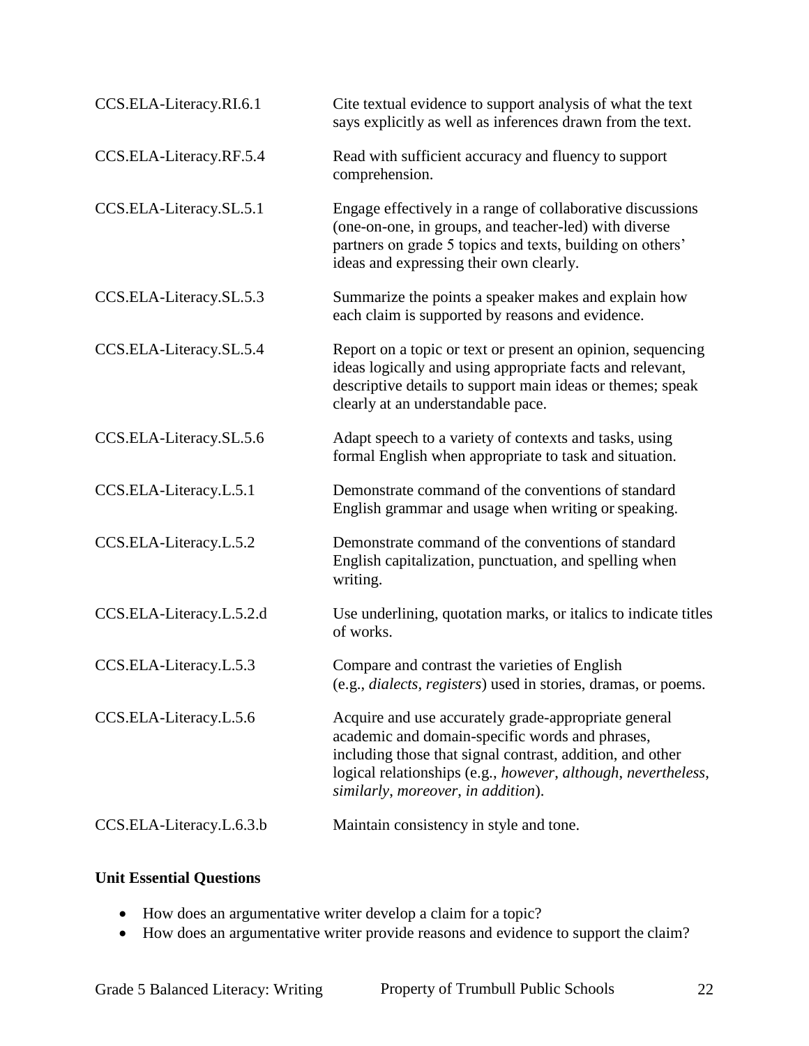| | |
|---|---|
| CCS.ELA-Literacy.RI.6.1 | Cite textual evidence to support analysis of what the text says explicitly as well as inferences drawn from the text. |
| CCS.ELA-Literacy.RF.5.4 | Read with sufficient accuracy and fluency to support comprehension. |
| CCS.ELA-Literacy.SL.5.1 | Engage effectively in a range of collaborative discussions (one-on-one, in groups, and teacher-led) with diverse partners on grade 5 topics and texts, building on others' ideas and expressing their own clearly. |
| CCS.ELA-Literacy.SL.5.3 | Summarize the points a speaker makes and explain how each claim is supported by reasons and evidence. |
| CCS.ELA-Literacy.SL.5.4 | Report on a topic or text or present an opinion, sequencing ideas logically and using appropriate facts and relevant, descriptive details to support main ideas or themes; speak clearly at an understandable pace. |
| CCS.ELA-Literacy.SL.5.6 | Adapt speech to a variety of contexts and tasks, using formal English when appropriate to task and situation. |
| CCS.ELA-Literacy.L.5.1 | Demonstrate command of the conventions of standard English grammar and usage when writing or speaking. |
| CCS.ELA-Literacy.L.5.2 | Demonstrate command of the conventions of standard English capitalization, punctuation, and spelling when writing. |
| CCS.ELA-Literacy.L.5.2.d | Use underlining, quotation marks, or italics to indicate titles of works. |
| CCS.ELA-Literacy.L.5.3 | Compare and contrast the varieties of English (e.g., *dialects, registers*) used in stories, dramas, or poems. |
| CCS.ELA-Literacy.L.5.6 | Acquire and use accurately grade-appropriate general academic and domain-specific words and phrases, including those that signal contrast, addition, and other logical relationships (e.g., *however, although, nevertheless, similarly, moreover, in addition*). |
| CCS.ELA-Literacy.L.6.3.b | Maintain consistency in style and tone. |

**Unit Essential Questions**

- How does an argumentative writer develop a claim for a topic?
- How does an argumentative writer provide reasons and evidence to support the claim?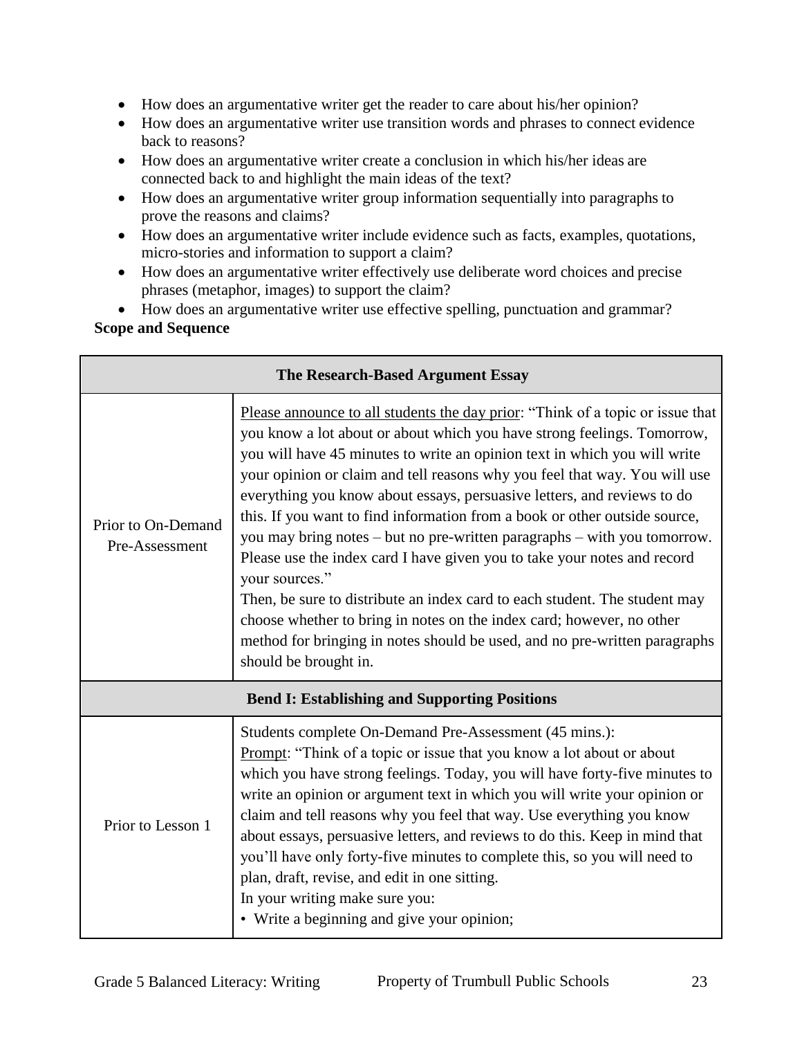- How does an argumentative writer get the reader to care about his/her opinion?
- How does an argumentative writer use transition words and phrases to connect evidence back to reasons?
- How does an argumentative writer create a conclusion in which his/her ideas are connected back to and highlight the main ideas of the text?
- How does an argumentative writer group information sequentially into paragraphs to prove the reasons and claims?
- How does an argumentative writer include evidence such as facts, examples, quotations, micro-stories and information to support a claim?
- How does an argumentative writer effectively use deliberate word choices and precise phrases (metaphor, images) to support the claim?
- How does an argumentative writer use effective spelling, punctuation and grammar?

**Scope and Sequence**

| **The Research-Based Argument Essay** | |
|---|---|
| Prior to On-Demand Pre-Assessment | Please announce to all students the day prior: "Think of a topic or issue that you know a lot about or about which you have strong feelings. Tomorrow, you will have 45 minutes to write an opinion text in which you will write your opinion or claim and tell reasons why you feel that way. You will use everything you know about essays, persuasive letters, and reviews to do this. If you want to find information from a book or other outside source, you may bring notes – but no pre-written paragraphs – with you tomorrow. Please use the index card I have given you to take your notes and record your sources."<br>Then, be sure to distribute an index card to each student. The student may choose whether to bring in notes on the index card; however, no other method for bringing in notes should be used, and no pre-written paragraphs should be brought in. |
| **Bend I: Establishing and Supporting Positions** | |
| Prior to Lesson 1 | Students complete On-Demand Pre-Assessment (45 mins.):<br>Prompt: "Think of a topic or issue that you know a lot about or about which you have strong feelings. Today, you will have forty-five minutes to write an opinion or argument text in which you will write your opinion or claim and tell reasons why you feel that way. Use everything you know about essays, persuasive letters, and reviews to do this. Keep in mind that you'll have only forty-five minutes to complete this, so you will need to plan, draft, revise, and edit in one sitting.<br>In your writing make sure you:<br>• Write a beginning and give your opinion; |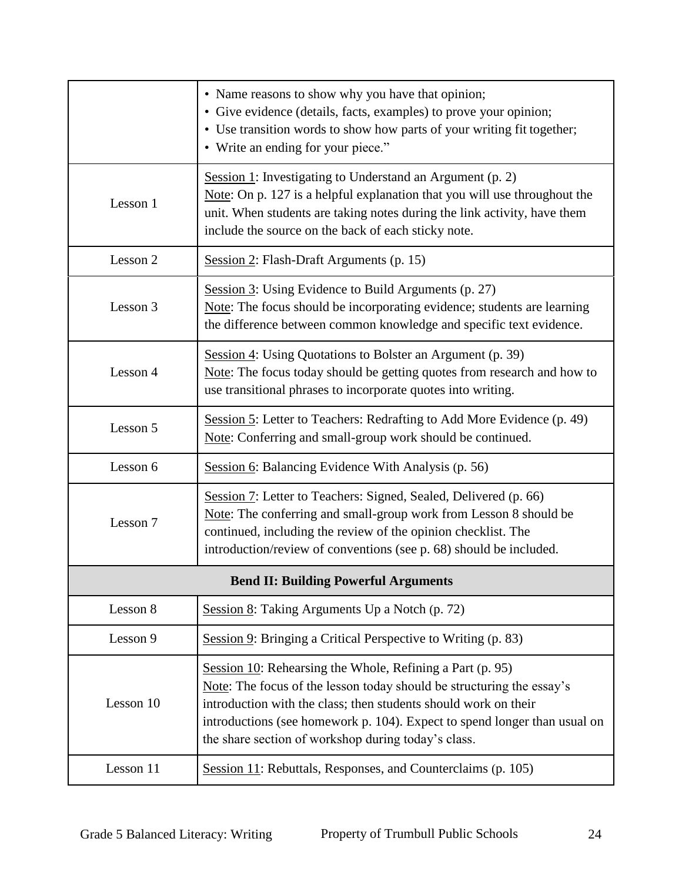| | |
|---|---|
| | • Name reasons to show why you have that opinion;<br>• Give evidence (details, facts, examples) to prove your opinion;<br>• Use transition words to show how parts of your writing fit together;<br>• Write an ending for your piece." |
| Lesson 1 | Session 1: Investigating to Understand an Argument (p. 2)<br>Note: On p. 127 is a helpful explanation that you will use throughout the unit. When students are taking notes during the link activity, have them include the source on the back of each sticky note. |
| Lesson 2 | Session 2: Flash-Draft Arguments (p. 15) |
| Lesson 3 | Session 3: Using Evidence to Build Arguments (p. 27)<br>Note: The focus should be incorporating evidence; students are learning the difference between common knowledge and specific text evidence. |
| Lesson 4 | Session 4: Using Quotations to Bolster an Argument (p. 39)<br>Note: The focus today should be getting quotes from research and how to use transitional phrases to incorporate quotes into writing. |
| Lesson 5 | Session 5: Letter to Teachers: Redrafting to Add More Evidence (p. 49)<br>Note: Conferring and small-group work should be continued. |
| Lesson 6 | Session 6: Balancing Evidence With Analysis (p. 56) |
| Lesson 7 | Session 7: Letter to Teachers: Signed, Sealed, Delivered (p. 66)<br>Note: The conferring and small-group work from Lesson 8 should be continued, including the review of the opinion checklist. The introduction/review of conventions (see p. 68) should be included. |
| **Bend II: Building Powerful Arguments** | |
| Lesson 8 | Session 8: Taking Arguments Up a Notch (p. 72) |
| Lesson 9 | Session 9: Bringing a Critical Perspective to Writing (p. 83) |
| Lesson 10 | Session 10: Rehearsing the Whole, Refining a Part (p. 95)<br>Note: The focus of the lesson today should be structuring the essay's introduction with the class; then students should work on their introductions (see homework p. 104). Expect to spend longer than usual on the share section of workshop during today's class. |
| Lesson 11 | Session 11: Rebuttals, Responses, and Counterclaims (p. 105) |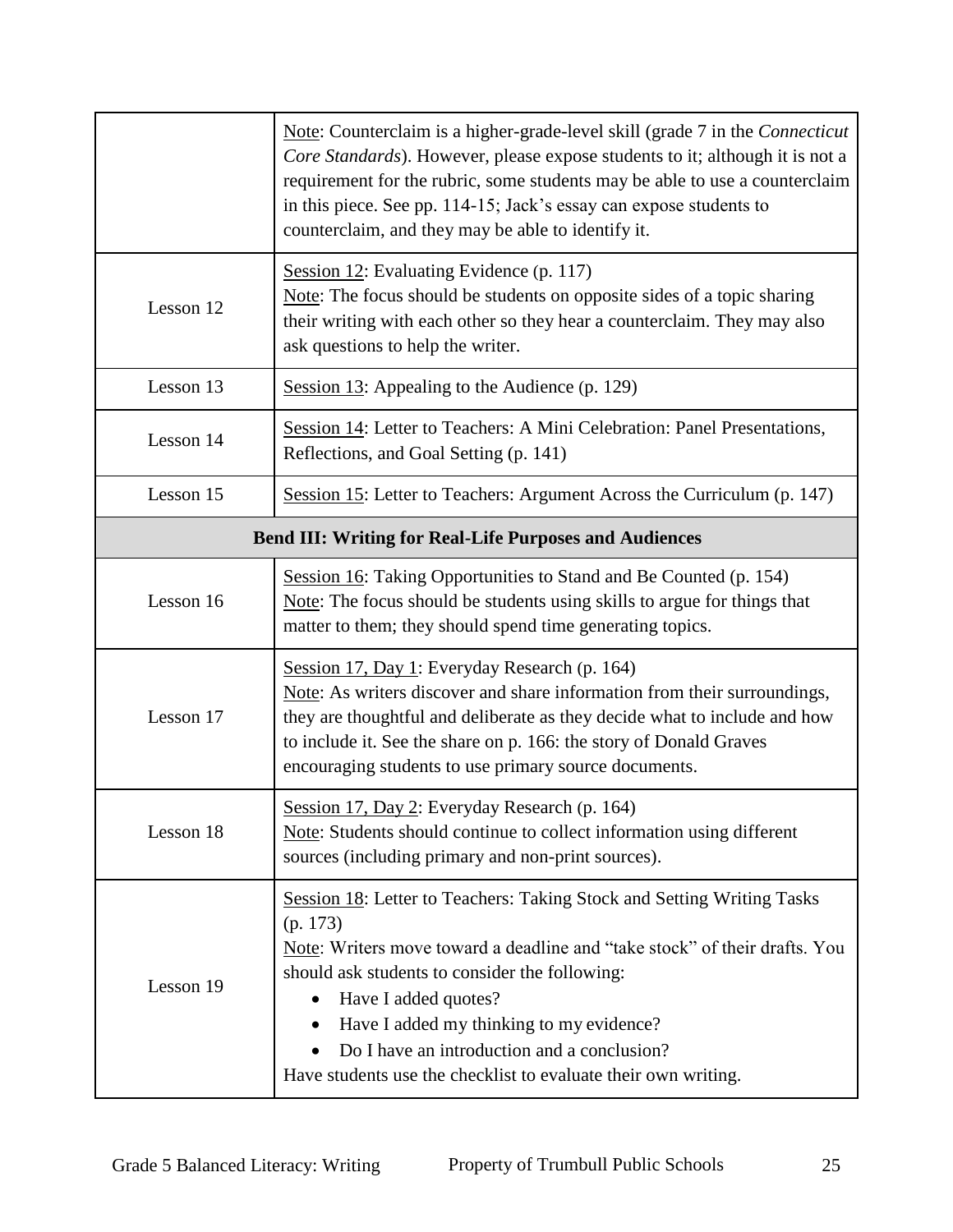| | |
|---|---|
| | Note: Counterclaim is a higher-grade-level skill (grade 7 in the *Connecticut Core Standards*). However, please expose students to it; although it is not a requirement for the rubric, some students may be able to use a counterclaim in this piece. See pp. 114-15; Jack's essay can expose students to counterclaim, and they may be able to identify it. |
| Lesson 12 | Session 12: Evaluating Evidence (p. 117)<br>Note: The focus should be students on opposite sides of a topic sharing their writing with each other so they hear a counterclaim. They may also ask questions to help the writer. |
| Lesson 13 | Session 13: Appealing to the Audience (p. 129) |
| Lesson 14 | Session 14: Letter to Teachers: A Mini Celebration: Panel Presentations, Reflections, and Goal Setting (p. 141) |
| Lesson 15 | Session 15: Letter to Teachers: Argument Across the Curriculum (p. 147) |
| **Bend III: Writing for Real-Life Purposes and Audiences** | |
| Lesson 16 | Session 16: Taking Opportunities to Stand and Be Counted (p. 154)<br>Note: The focus should be students using skills to argue for things that matter to them; they should spend time generating topics. |
| Lesson 17 | Session 17, Day 1: Everyday Research (p. 164)<br>Note: As writers discover and share information from their surroundings, they are thoughtful and deliberate as they decide what to include and how to include it. See the share on p. 166: the story of Donald Graves encouraging students to use primary source documents. |
| Lesson 18 | Session 17, Day 2: Everyday Research (p. 164)<br>Note: Students should continue to collect information using different sources (including primary and non-print sources). |
| Lesson 19 | Session 18: Letter to Teachers: Taking Stock and Setting Writing Tasks (p. 173)<br>Note: Writers move toward a deadline and "take stock" of their drafts. You should ask students to consider the following:<br>• Have I added quotes?<br>• Have I added my thinking to my evidence?<br>• Do I have an introduction and a conclusion?<br>Have students use the checklist to evaluate their own writing. |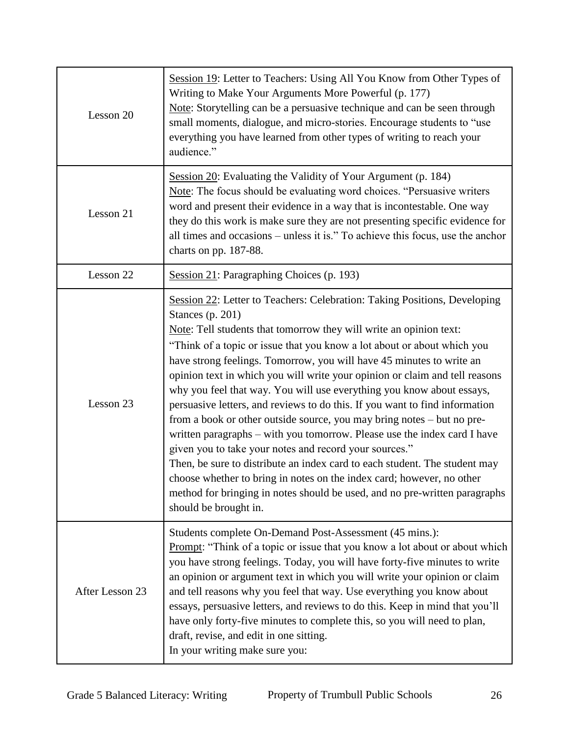| | |
|---|---|
| Lesson 20 | Session 19: Letter to Teachers: Using All You Know from Other Types of Writing to Make Your Arguments More Powerful (p. 177)<br>Note: Storytelling can be a persuasive technique and can be seen through small moments, dialogue, and micro-stories. Encourage students to "use everything you have learned from other types of writing to reach your audience." |
| Lesson 21 | Session 20: Evaluating the Validity of Your Argument (p. 184)<br>Note: The focus should be evaluating word choices. "Persuasive writers word and present their evidence in a way that is incontestable. One way they do this work is make sure they are not presenting specific evidence for all times and occasions – unless it is." To achieve this focus, use the anchor charts on pp. 187-88. |
| Lesson 22 | Session 21: Paragraphing Choices (p. 193) |
| Lesson 23 | Session 22: Letter to Teachers: Celebration: Taking Positions, Developing Stances (p. 201)<br>Note: Tell students that tomorrow they will write an opinion text: "Think of a topic or issue that you know a lot about or about which you have strong feelings. Tomorrow, you will have 45 minutes to write an opinion text in which you will write your opinion or claim and tell reasons why you feel that way. You will use everything you know about essays, persuasive letters, and reviews to do this. If you want to find information from a book or other outside source, you may bring notes – but no pre-written paragraphs – with you tomorrow. Please use the index card I have given you to take your notes and record your sources."<br>Then, be sure to distribute an index card to each student. The student may choose whether to bring in notes on the index card; however, no other method for bringing in notes should be used, and no pre-written paragraphs should be brought in. |
| After Lesson 23 | Students complete On-Demand Post-Assessment (45 mins.):<br>Prompt: "Think of a topic or issue that you know a lot about or about which you have strong feelings. Today, you will have forty-five minutes to write an opinion or argument text in which you will write your opinion or claim and tell reasons why you feel that way. Use everything you know about essays, persuasive letters, and reviews to do this. Keep in mind that you'll have only forty-five minutes to complete this, so you will need to plan, draft, revise, and edit in one sitting.<br>In your writing make sure you: |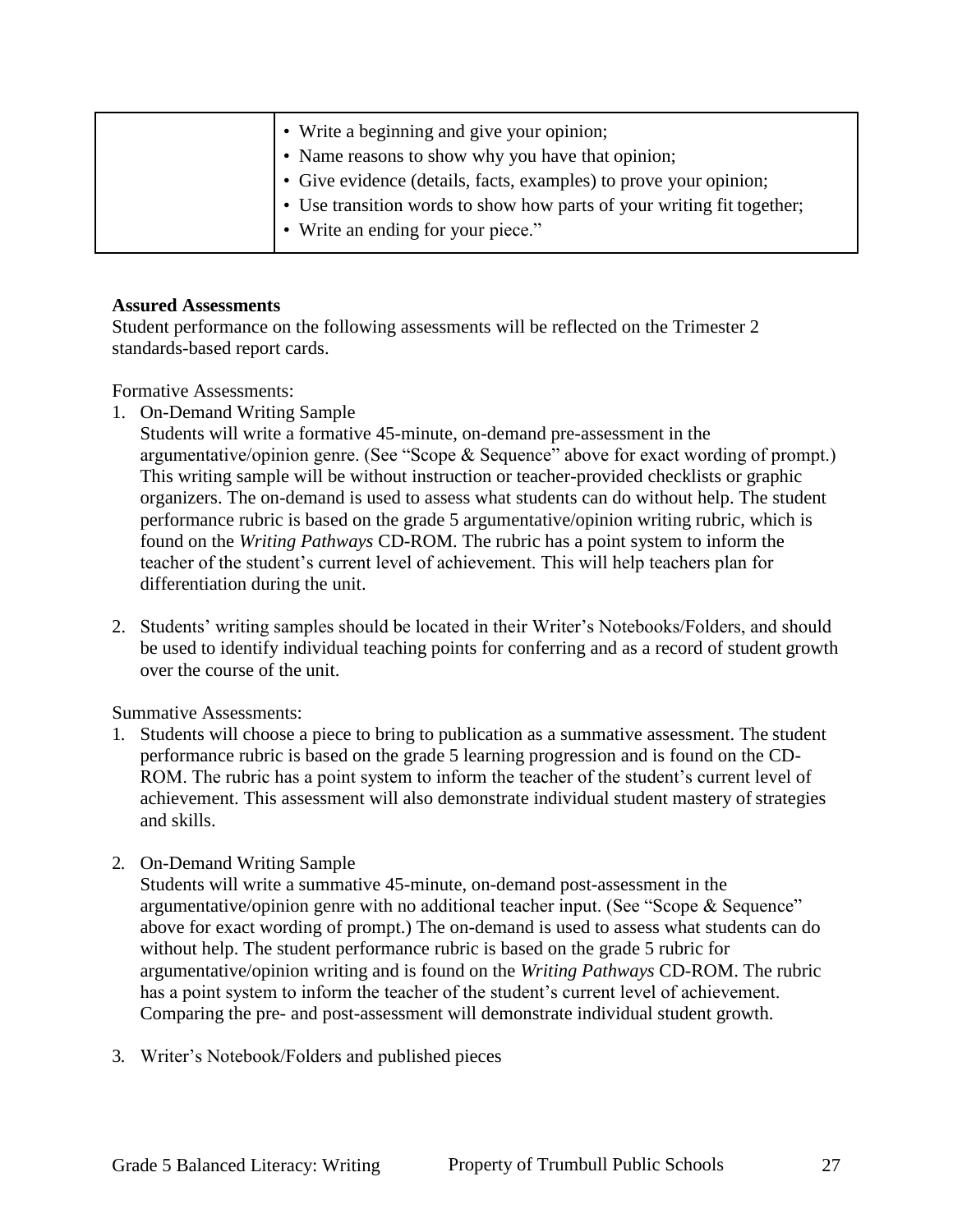| | |
|---|---|
| | • Write a beginning and give your opinion;<br>• Name reasons to show why you have that opinion;<br>• Give evidence (details, facts, examples) to prove your opinion;<br>• Use transition words to show how parts of your writing fit together;<br>• Write an ending for your piece." |

**Assured Assessments**

Student performance on the following assessments will be reflected on the Trimester 2 standards-based report cards.

Formative Assessments:

1. On-Demand Writing Sample
   Students will write a formative 45-minute, on-demand pre-assessment in the argumentative/opinion genre. (See "Scope & Sequence" above for exact wording of prompt.) This writing sample will be without instruction or teacher-provided checklists or graphic organizers. The on-demand is used to assess what students can do without help. The student performance rubric is based on the grade 5 argumentative/opinion writing rubric, which is found on the *Writing Pathways* CD-ROM. The rubric has a point system to inform the teacher of the student's current level of achievement. This will help teachers plan for differentiation during the unit.

2. Students' writing samples should be located in their Writer's Notebooks/Folders, and should be used to identify individual teaching points for conferring and as a record of student growth over the course of the unit.

Summative Assessments:

1. Students will choose a piece to bring to publication as a summative assessment. The student performance rubric is based on the grade 5 learning progression and is found on the CD-ROM. The rubric has a point system to inform the teacher of the student's current level of achievement. This assessment will also demonstrate individual student mastery of strategies and skills.

2. On-Demand Writing Sample
   Students will write a summative 45-minute, on-demand post-assessment in the argumentative/opinion genre with no additional teacher input. (See "Scope & Sequence" above for exact wording of prompt.) The on-demand is used to assess what students can do without help. The student performance rubric is based on the grade 5 rubric for argumentative/opinion writing and is found on the *Writing Pathways* CD-ROM. The rubric has a point system to inform the teacher of the student's current level of achievement. Comparing the pre- and post-assessment will demonstrate individual student growth.

3. Writer's Notebook/Folders and published pieces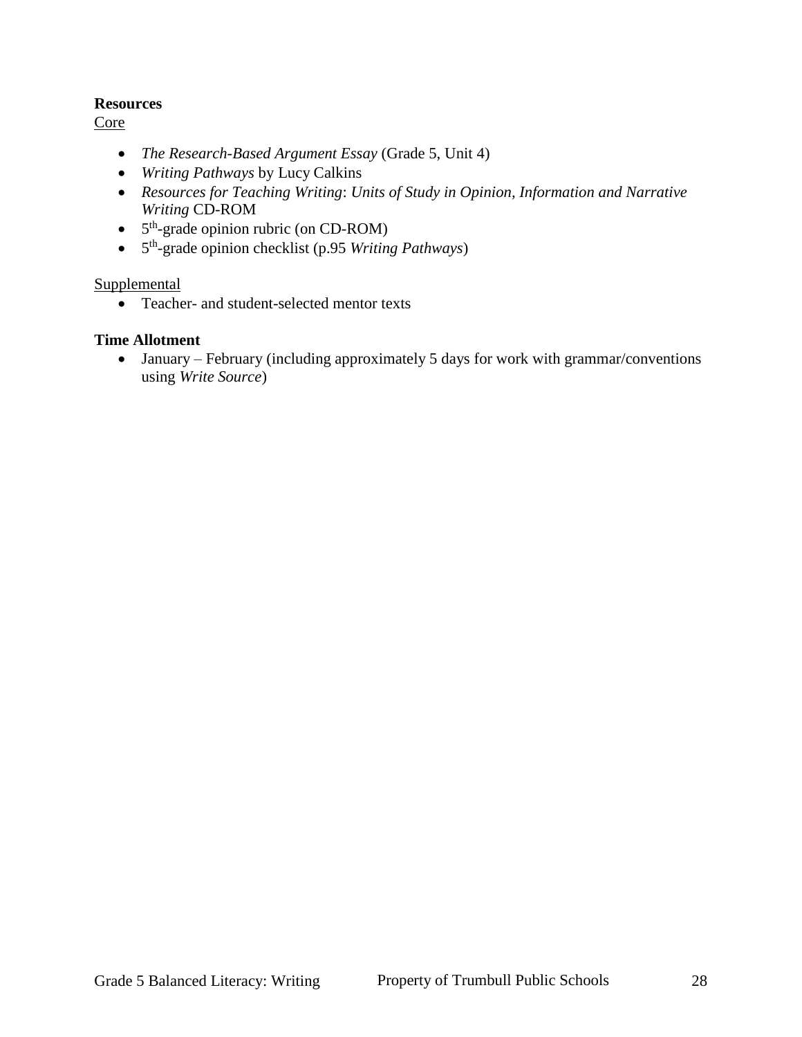**Resources**

Core

- *The Research-Based Argument Essay* (Grade 5, Unit 4)
- *Writing Pathways* by Lucy Calkins
- *Resources for Teaching Writing*: *Units of Study in Opinion, Information and Narrative Writing* CD-ROM
- 5$^{th}$-grade opinion rubric (on CD-ROM)
- 5$^{th}$-grade opinion checklist (p.95 *Writing Pathways*)

Supplemental

- Teacher- and student-selected mentor texts

**Time Allotment**

- January – February (including approximately 5 days for work with grammar/conventions using *Write Source*)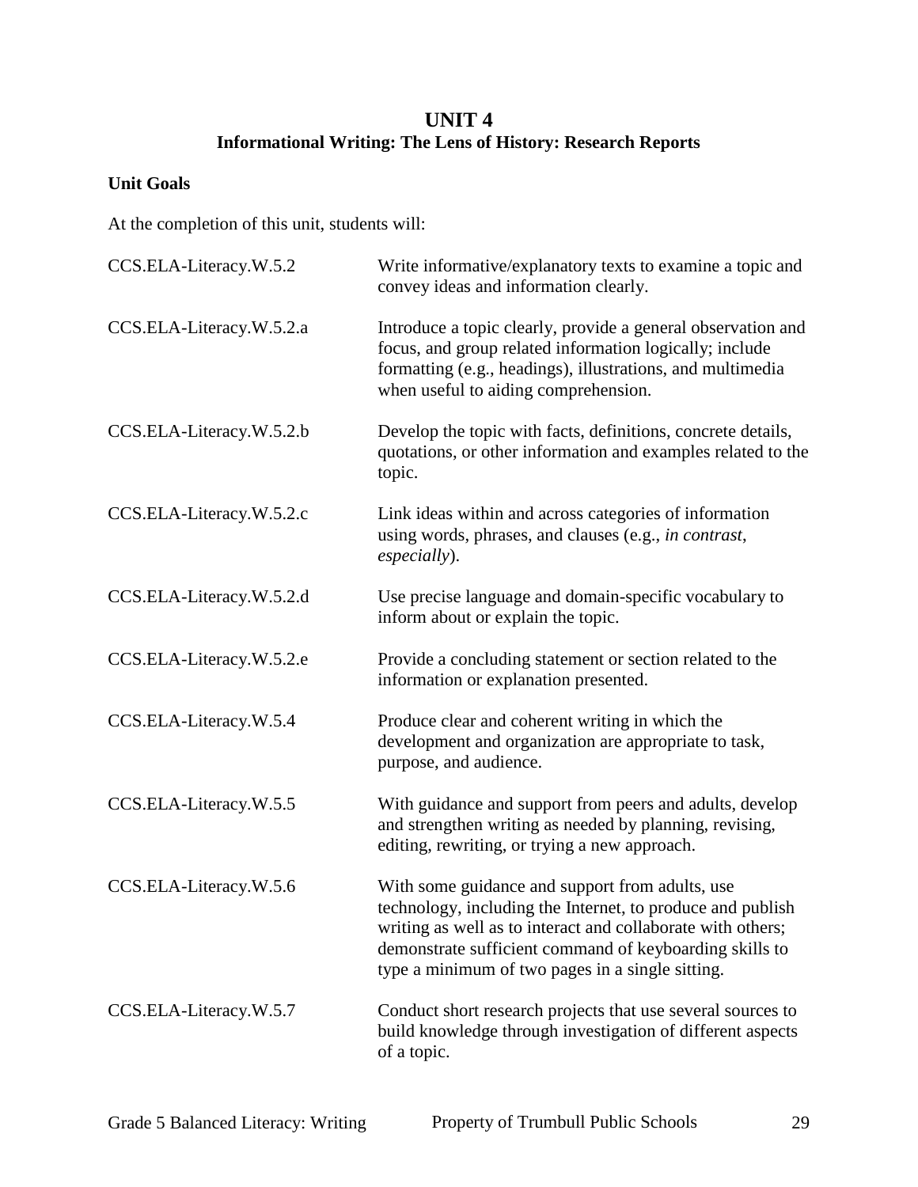# UNIT 4
## Informational Writing: The Lens of History: Research Reports

**Unit Goals**

At the completion of this unit, students will:

| | |
|---|---|
| CCS.ELA-Literacy.W.5.2 | Write informative/explanatory texts to examine a topic and convey ideas and information clearly. |
| CCS.ELA-Literacy.W.5.2.a | Introduce a topic clearly, provide a general observation and focus, and group related information logically; include formatting (e.g., headings), illustrations, and multimedia when useful to aiding comprehension. |
| CCS.ELA-Literacy.W.5.2.b | Develop the topic with facts, definitions, concrete details, quotations, or other information and examples related to the topic. |
| CCS.ELA-Literacy.W.5.2.c | Link ideas within and across categories of information using words, phrases, and clauses (e.g., *in contrast*, *especially*). |
| CCS.ELA-Literacy.W.5.2.d | Use precise language and domain-specific vocabulary to inform about or explain the topic. |
| CCS.ELA-Literacy.W.5.2.e | Provide a concluding statement or section related to the information or explanation presented. |
| CCS.ELA-Literacy.W.5.4 | Produce clear and coherent writing in which the development and organization are appropriate to task, purpose, and audience. |
| CCS.ELA-Literacy.W.5.5 | With guidance and support from peers and adults, develop and strengthen writing as needed by planning, revising, editing, rewriting, or trying a new approach. |
| CCS.ELA-Literacy.W.5.6 | With some guidance and support from adults, use technology, including the Internet, to produce and publish writing as well as to interact and collaborate with others; demonstrate sufficient command of keyboarding skills to type a minimum of two pages in a single sitting. |
| CCS.ELA-Literacy.W.5.7 | Conduct short research projects that use several sources to build knowledge through investigation of different aspects of a topic. |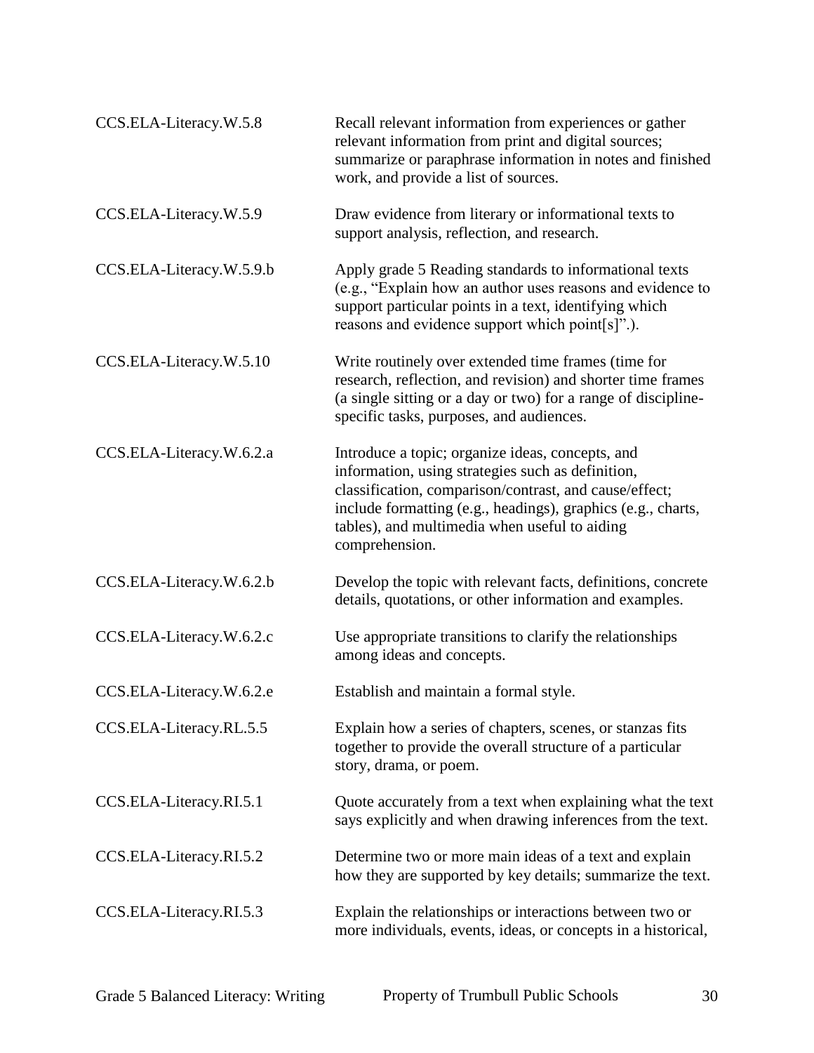| | |
|---|---|
| CCS.ELA-Literacy.W.5.8 | Recall relevant information from experiences or gather relevant information from print and digital sources; summarize or paraphrase information in notes and finished work, and provide a list of sources. |
| CCS.ELA-Literacy.W.5.9 | Draw evidence from literary or informational texts to support analysis, reflection, and research. |
| CCS.ELA-Literacy.W.5.9.b | Apply grade 5 Reading standards to informational texts (e.g., "Explain how an author uses reasons and evidence to support particular points in a text, identifying which reasons and evidence support which point[s]".). |
| CCS.ELA-Literacy.W.5.10 | Write routinely over extended time frames (time for research, reflection, and revision) and shorter time frames (a single sitting or a day or two) for a range of discipline-specific tasks, purposes, and audiences. |
| CCS.ELA-Literacy.W.6.2.a | Introduce a topic; organize ideas, concepts, and information, using strategies such as definition, classification, comparison/contrast, and cause/effect; include formatting (e.g., headings), graphics (e.g., charts, tables), and multimedia when useful to aiding comprehension. |
| CCS.ELA-Literacy.W.6.2.b | Develop the topic with relevant facts, definitions, concrete details, quotations, or other information and examples. |
| CCS.ELA-Literacy.W.6.2.c | Use appropriate transitions to clarify the relationships among ideas and concepts. |
| CCS.ELA-Literacy.W.6.2.e | Establish and maintain a formal style. |
| CCS.ELA-Literacy.RL.5.5 | Explain how a series of chapters, scenes, or stanzas fits together to provide the overall structure of a particular story, drama, or poem. |
| CCS.ELA-Literacy.RI.5.1 | Quote accurately from a text when explaining what the text says explicitly and when drawing inferences from the text. |
| CCS.ELA-Literacy.RI.5.2 | Determine two or more main ideas of a text and explain how they are supported by key details; summarize the text. |
| CCS.ELA-Literacy.RI.5.3 | Explain the relationships or interactions between two or more individuals, events, ideas, or concepts in a historical, |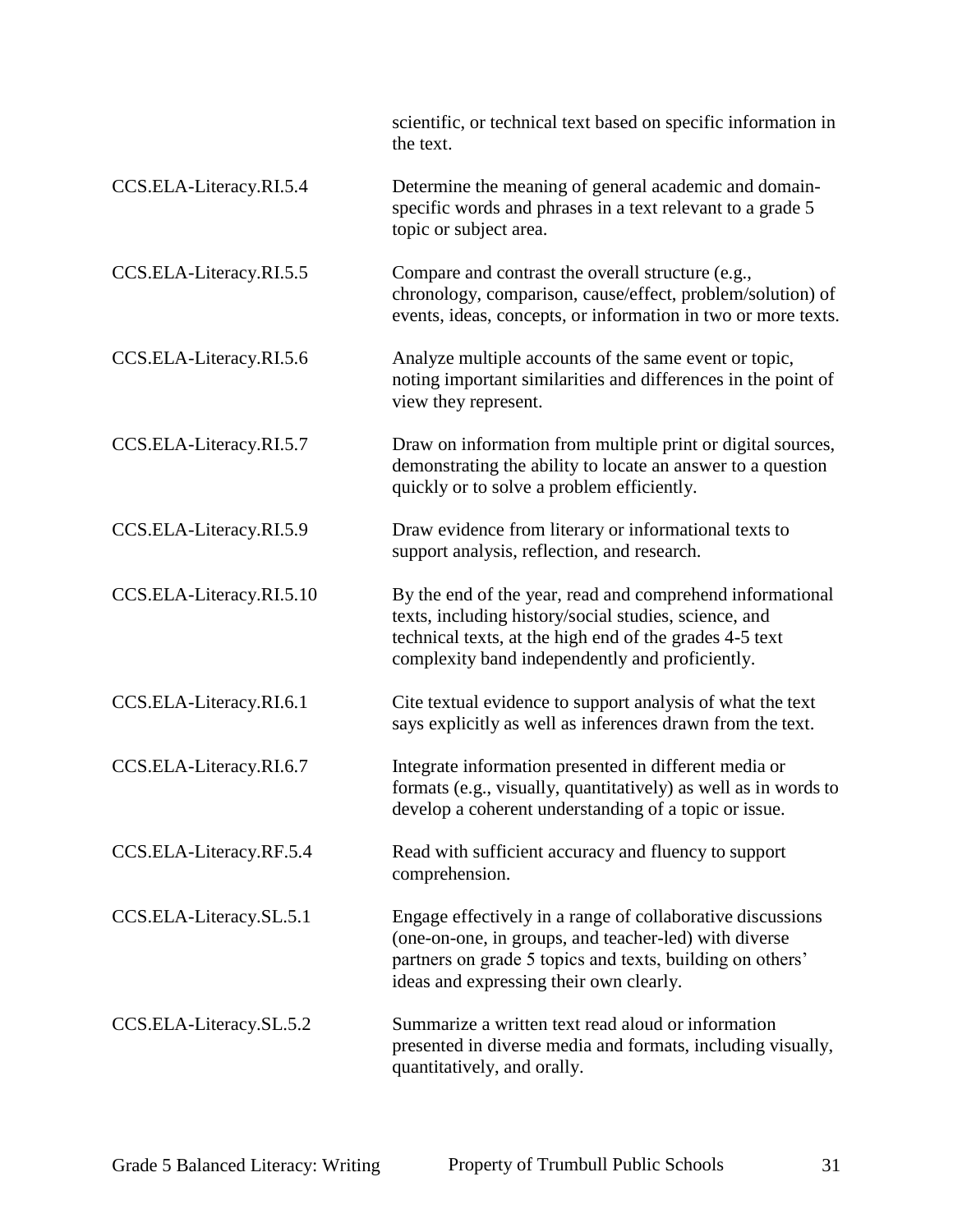| | |
|---|---|
| | scientific, or technical text based on specific information in the text. |
| CCS.ELA-Literacy.RI.5.4 | Determine the meaning of general academic and domain-specific words and phrases in a text relevant to a grade 5 topic or subject area. |
| CCS.ELA-Literacy.RI.5.5 | Compare and contrast the overall structure (e.g., chronology, comparison, cause/effect, problem/solution) of events, ideas, concepts, or information in two or more texts. |
| CCS.ELA-Literacy.RI.5.6 | Analyze multiple accounts of the same event or topic, noting important similarities and differences in the point of view they represent. |
| CCS.ELA-Literacy.RI.5.7 | Draw on information from multiple print or digital sources, demonstrating the ability to locate an answer to a question quickly or to solve a problem efficiently. |
| CCS.ELA-Literacy.RI.5.9 | Draw evidence from literary or informational texts to support analysis, reflection, and research. |
| CCS.ELA-Literacy.RI.5.10 | By the end of the year, read and comprehend informational texts, including history/social studies, science, and technical texts, at the high end of the grades 4-5 text complexity band independently and proficiently. |
| CCS.ELA-Literacy.RI.6.1 | Cite textual evidence to support analysis of what the text says explicitly as well as inferences drawn from the text. |
| CCS.ELA-Literacy.RI.6.7 | Integrate information presented in different media or formats (e.g., visually, quantitatively) as well as in words to develop a coherent understanding of a topic or issue. |
| CCS.ELA-Literacy.RF.5.4 | Read with sufficient accuracy and fluency to support comprehension. |
| CCS.ELA-Literacy.SL.5.1 | Engage effectively in a range of collaborative discussions (one-on-one, in groups, and teacher-led) with diverse partners on grade 5 topics and texts, building on others' ideas and expressing their own clearly. |
| CCS.ELA-Literacy.SL.5.2 | Summarize a written text read aloud or information presented in diverse media and formats, including visually, quantitatively, and orally. |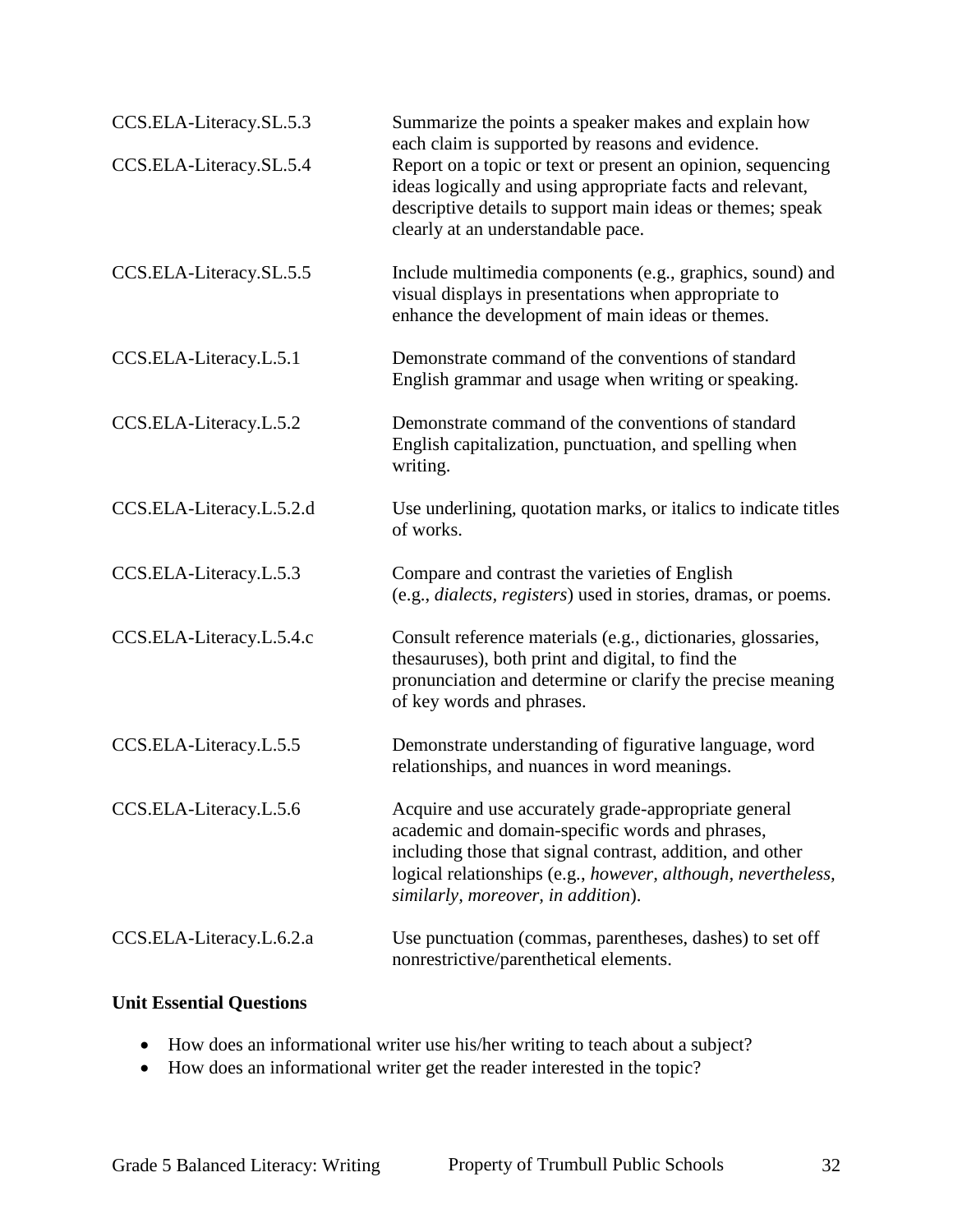| | |
|---|---|
| CCS.ELA-Literacy.SL.5.3 | Summarize the points a speaker makes and explain how each claim is supported by reasons and evidence. |
| CCS.ELA-Literacy.SL.5.4 | Report on a topic or text or present an opinion, sequencing ideas logically and using appropriate facts and relevant, descriptive details to support main ideas or themes; speak clearly at an understandable pace. |
| CCS.ELA-Literacy.SL.5.5 | Include multimedia components (e.g., graphics, sound) and visual displays in presentations when appropriate to enhance the development of main ideas or themes. |
| CCS.ELA-Literacy.L.5.1 | Demonstrate command of the conventions of standard English grammar and usage when writing or speaking. |
| CCS.ELA-Literacy.L.5.2 | Demonstrate command of the conventions of standard English capitalization, punctuation, and spelling when writing. |
| CCS.ELA-Literacy.L.5.2.d | Use underlining, quotation marks, or italics to indicate titles of works. |
| CCS.ELA-Literacy.L.5.3 | Compare and contrast the varieties of English (e.g., *dialects, registers*) used in stories, dramas, or poems. |
| CCS.ELA-Literacy.L.5.4.c | Consult reference materials (e.g., dictionaries, glossaries, thesauruses), both print and digital, to find the pronunciation and determine or clarify the precise meaning of key words and phrases. |
| CCS.ELA-Literacy.L.5.5 | Demonstrate understanding of figurative language, word relationships, and nuances in word meanings. |
| CCS.ELA-Literacy.L.5.6 | Acquire and use accurately grade-appropriate general academic and domain-specific words and phrases, including those that signal contrast, addition, and other logical relationships (e.g., *however, although, nevertheless, similarly, moreover, in addition*). |
| CCS.ELA-Literacy.L.6.2.a | Use punctuation (commas, parentheses, dashes) to set off nonrestrictive/parenthetical elements. |

**Unit Essential Questions**

- How does an informational writer use his/her writing to teach about a subject?
- How does an informational writer get the reader interested in the topic?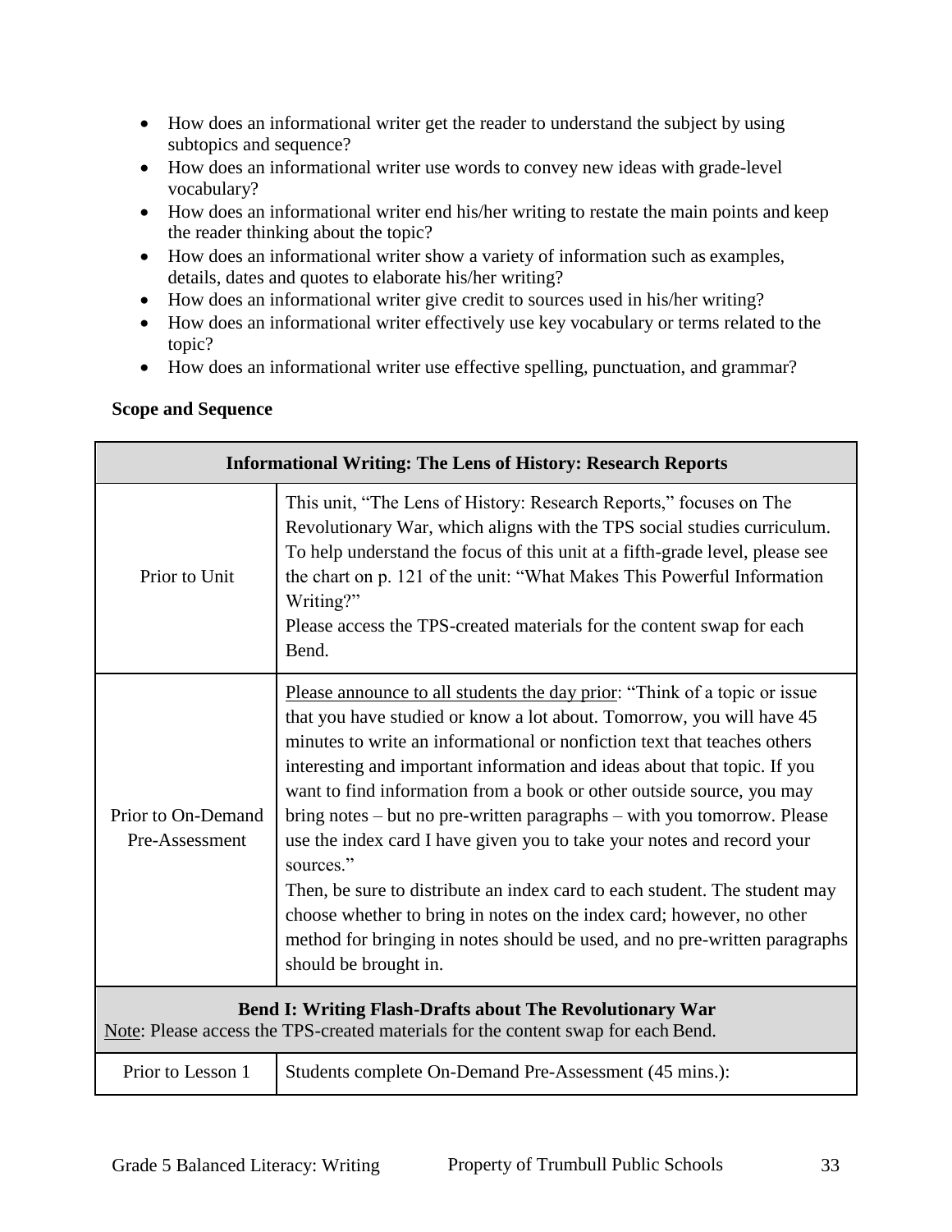- How does an informational writer get the reader to understand the subject by using subtopics and sequence?
- How does an informational writer use words to convey new ideas with grade-level vocabulary?
- How does an informational writer end his/her writing to restate the main points and keep the reader thinking about the topic?
- How does an informational writer show a variety of information such as examples, details, dates and quotes to elaborate his/her writing?
- How does an informational writer give credit to sources used in his/her writing?
- How does an informational writer effectively use key vocabulary or terms related to the topic?
- How does an informational writer use effective spelling, punctuation, and grammar?

**Scope and Sequence**

| **Informational Writing: The Lens of History: Research Reports** | |
|---|---|
| Prior to Unit | This unit, "The Lens of History: Research Reports," focuses on The Revolutionary War, which aligns with the TPS social studies curriculum. To help understand the focus of this unit at a fifth-grade level, please see the chart on p. 121 of the unit: "What Makes This Powerful Information Writing?"<br>Please access the TPS-created materials for the content swap for each Bend. |
| Prior to On-Demand Pre-Assessment | Please announce to all students the day prior: "Think of a topic or issue that you have studied or know a lot about. Tomorrow, you will have 45 minutes to write an informational or nonfiction text that teaches others interesting and important information and ideas about that topic. If you want to find information from a book or other outside source, you may bring notes – but no pre-written paragraphs – with you tomorrow. Please use the index card I have given you to take your notes and record your sources."<br>Then, be sure to distribute an index card to each student. The student may choose whether to bring in notes on the index card; however, no other method for bringing in notes should be used, and no pre-written paragraphs should be brought in. |
| **Bend I: Writing Flash-Drafts about The Revolutionary War**<br>Note: Please access the TPS-created materials for the content swap for each Bend. | |
| Prior to Lesson 1 | Students complete On-Demand Pre-Assessment (45 mins.): |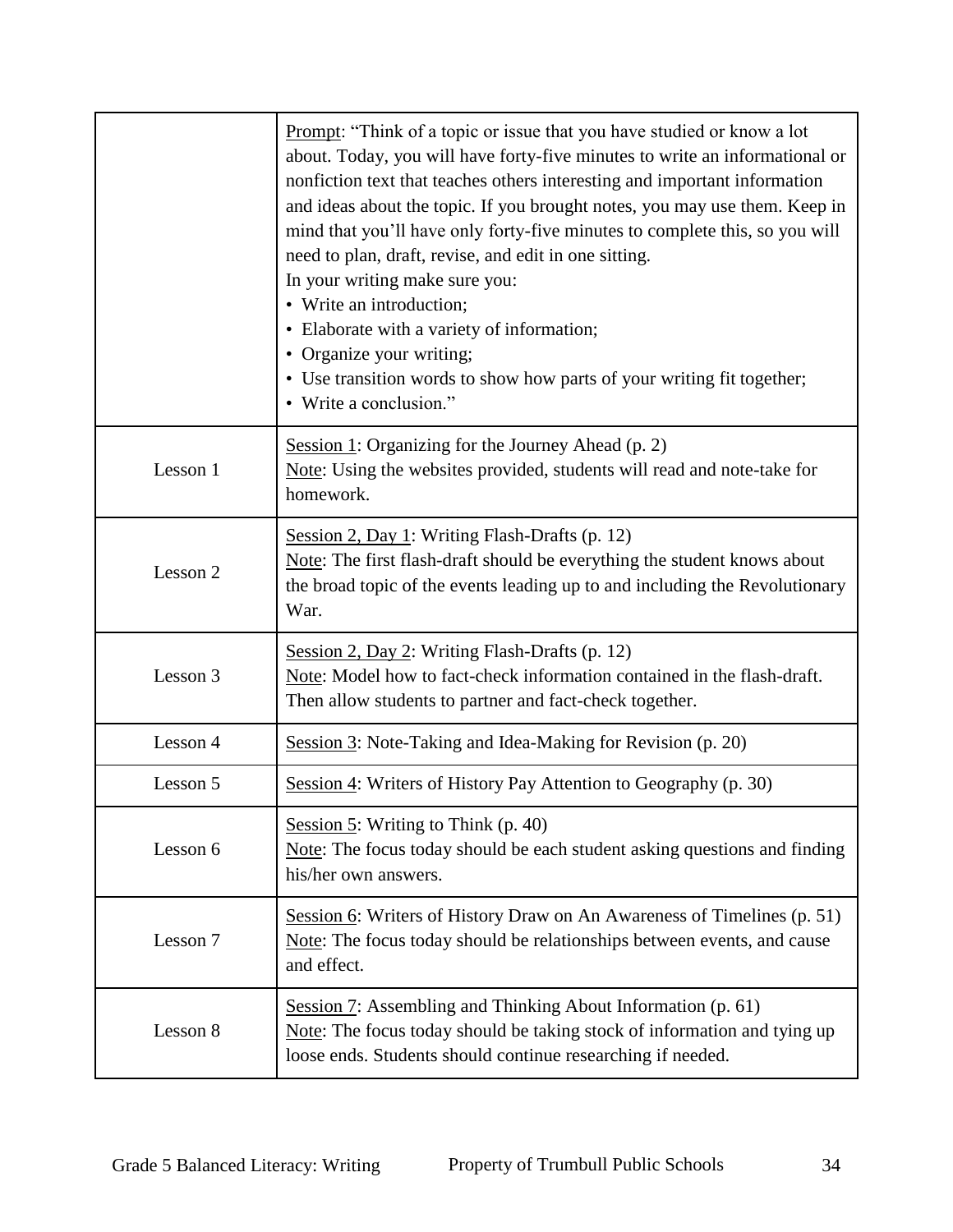| | |
|---|---|
| | Prompt: "Think of a topic or issue that you have studied or know a lot about. Today, you will have forty-five minutes to write an informational or nonfiction text that teaches others interesting and important information and ideas about the topic. If you brought notes, you may use them. Keep in mind that you'll have only forty-five minutes to complete this, so you will need to plan, draft, revise, and edit in one sitting.<br>In your writing make sure you:<br>• Write an introduction;<br>• Elaborate with a variety of information;<br>• Organize your writing;<br>• Use transition words to show how parts of your writing fit together;<br>• Write a conclusion." |
| Lesson 1 | Session 1: Organizing for the Journey Ahead (p. 2)<br>Note: Using the websites provided, students will read and note-take for homework. |
| Lesson 2 | Session 2, Day 1: Writing Flash-Drafts (p. 12)<br>Note: The first flash-draft should be everything the student knows about the broad topic of the events leading up to and including the Revolutionary War. |
| Lesson 3 | Session 2, Day 2: Writing Flash-Drafts (p. 12)<br>Note: Model how to fact-check information contained in the flash-draft. Then allow students to partner and fact-check together. |
| Lesson 4 | Session 3: Note-Taking and Idea-Making for Revision (p. 20) |
| Lesson 5 | Session 4: Writers of History Pay Attention to Geography (p. 30) |
| Lesson 6 | Session 5: Writing to Think (p. 40)<br>Note: The focus today should be each student asking questions and finding his/her own answers. |
| Lesson 7 | Session 6: Writers of History Draw on An Awareness of Timelines (p. 51)<br>Note: The focus today should be relationships between events, and cause and effect. |
| Lesson 8 | Session 7: Assembling and Thinking About Information (p. 61)<br>Note: The focus today should be taking stock of information and tying up loose ends. Students should continue researching if needed. |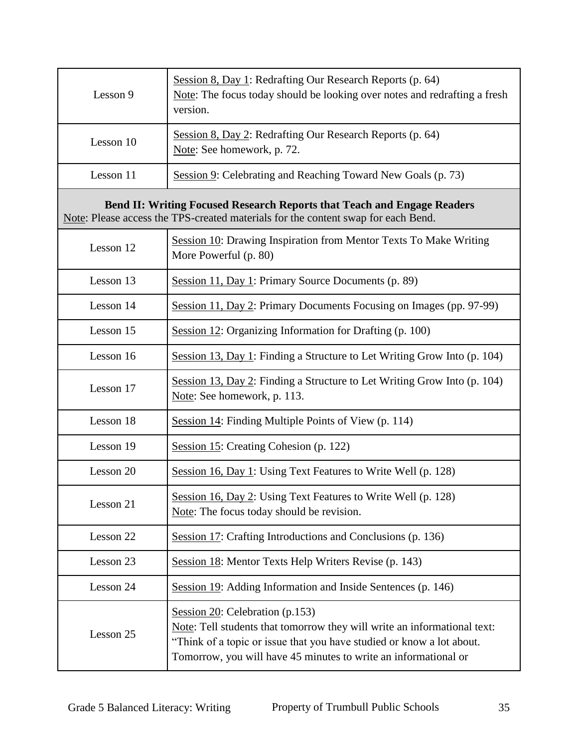| | |
|---|---|
| Lesson 9 | Session 8, Day 1: Redrafting Our Research Reports (p. 64)<br>Note: The focus today should be looking over notes and redrafting a fresh version. |
| Lesson 10 | Session 8, Day 2: Redrafting Our Research Reports (p. 64)<br>Note: See homework, p. 72. |
| Lesson 11 | Session 9: Celebrating and Reaching Toward New Goals (p. 73) |
| **Bend II: Writing Focused Research Reports that Teach and Engage Readers**<br>Note: Please access the TPS-created materials for the content swap for each Bend. | |
| Lesson 12 | Session 10: Drawing Inspiration from Mentor Texts To Make Writing More Powerful (p. 80) |
| Lesson 13 | Session 11, Day 1: Primary Source Documents (p. 89) |
| Lesson 14 | Session 11, Day 2: Primary Documents Focusing on Images (pp. 97-99) |
| Lesson 15 | Session 12: Organizing Information for Drafting (p. 100) |
| Lesson 16 | Session 13, Day 1: Finding a Structure to Let Writing Grow Into (p. 104) |
| Lesson 17 | Session 13, Day 2: Finding a Structure to Let Writing Grow Into (p. 104)<br>Note: See homework, p. 113. |
| Lesson 18 | Session 14: Finding Multiple Points of View (p. 114) |
| Lesson 19 | Session 15: Creating Cohesion (p. 122) |
| Lesson 20 | Session 16, Day 1: Using Text Features to Write Well (p. 128) |
| Lesson 21 | Session 16, Day 2: Using Text Features to Write Well (p. 128)<br>Note: The focus today should be revision. |
| Lesson 22 | Session 17: Crafting Introductions and Conclusions (p. 136) |
| Lesson 23 | Session 18: Mentor Texts Help Writers Revise (p. 143) |
| Lesson 24 | Session 19: Adding Information and Inside Sentences (p. 146) |
| Lesson 25 | Session 20: Celebration (p.153)<br>Note: Tell students that tomorrow they will write an informational text: "Think of a topic or issue that you have studied or know a lot about. Tomorrow, you will have 45 minutes to write an informational or |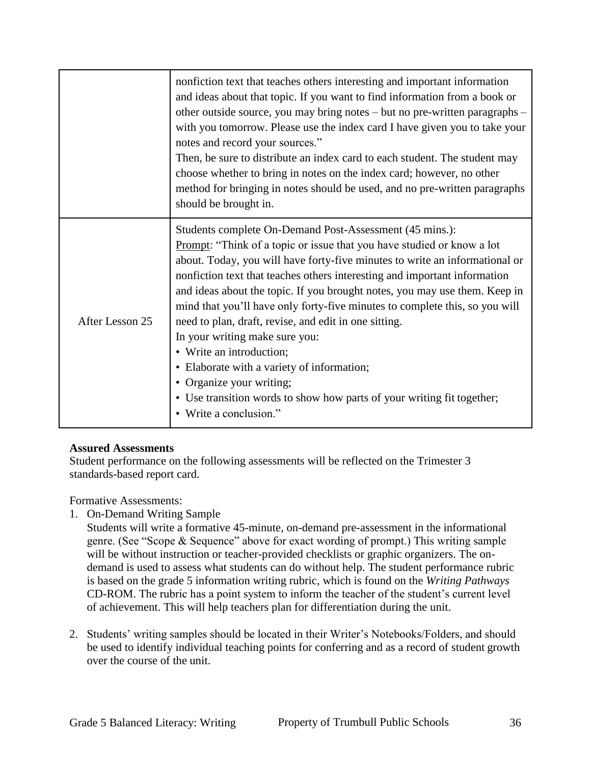| | |
|---|---|
| | nonfiction text that teaches others interesting and important information and ideas about that topic. If you want to find information from a book or other outside source, you may bring notes – but no pre-written paragraphs – with you tomorrow. Please use the index card I have given you to take your notes and record your sources."<br>Then, be sure to distribute an index card to each student. The student may choose whether to bring in notes on the index card; however, no other method for bringing in notes should be used, and no pre-written paragraphs should be brought in. |
| After Lesson 25 | Students complete On-Demand Post-Assessment (45 mins.):<br><u>Prompt</u>: "Think of a topic or issue that you have studied or know a lot about. Today, you will have forty-five minutes to write an informational or nonfiction text that teaches others interesting and important information and ideas about the topic. If you brought notes, you may use them. Keep in mind that you'll have only forty-five minutes to complete this, so you will need to plan, draft, revise, and edit in one sitting.<br>In your writing make sure you:<br>• Write an introduction;<br>• Elaborate with a variety of information;<br>• Organize your writing;<br>• Use transition words to show how parts of your writing fit together;<br>• Write a conclusion." |

**Assured Assessments**

Student performance on the following assessments will be reflected on the Trimester 3 standards-based report card.

Formative Assessments:

1. On-Demand Writing Sample
   Students will write a formative 45-minute, on-demand pre-assessment in the informational genre. (See "Scope & Sequence" above for exact wording of prompt.) This writing sample will be without instruction or teacher-provided checklists or graphic organizers. The on-demand is used to assess what students can do without help. The student performance rubric is based on the grade 5 information writing rubric, which is found on the *Writing Pathways* CD-ROM. The rubric has a point system to inform the teacher of the student's current level of achievement. This will help teachers plan for differentiation during the unit.

2. Students' writing samples should be located in their Writer's Notebooks/Folders, and should be used to identify individual teaching points for conferring and as a record of student growth over the course of the unit.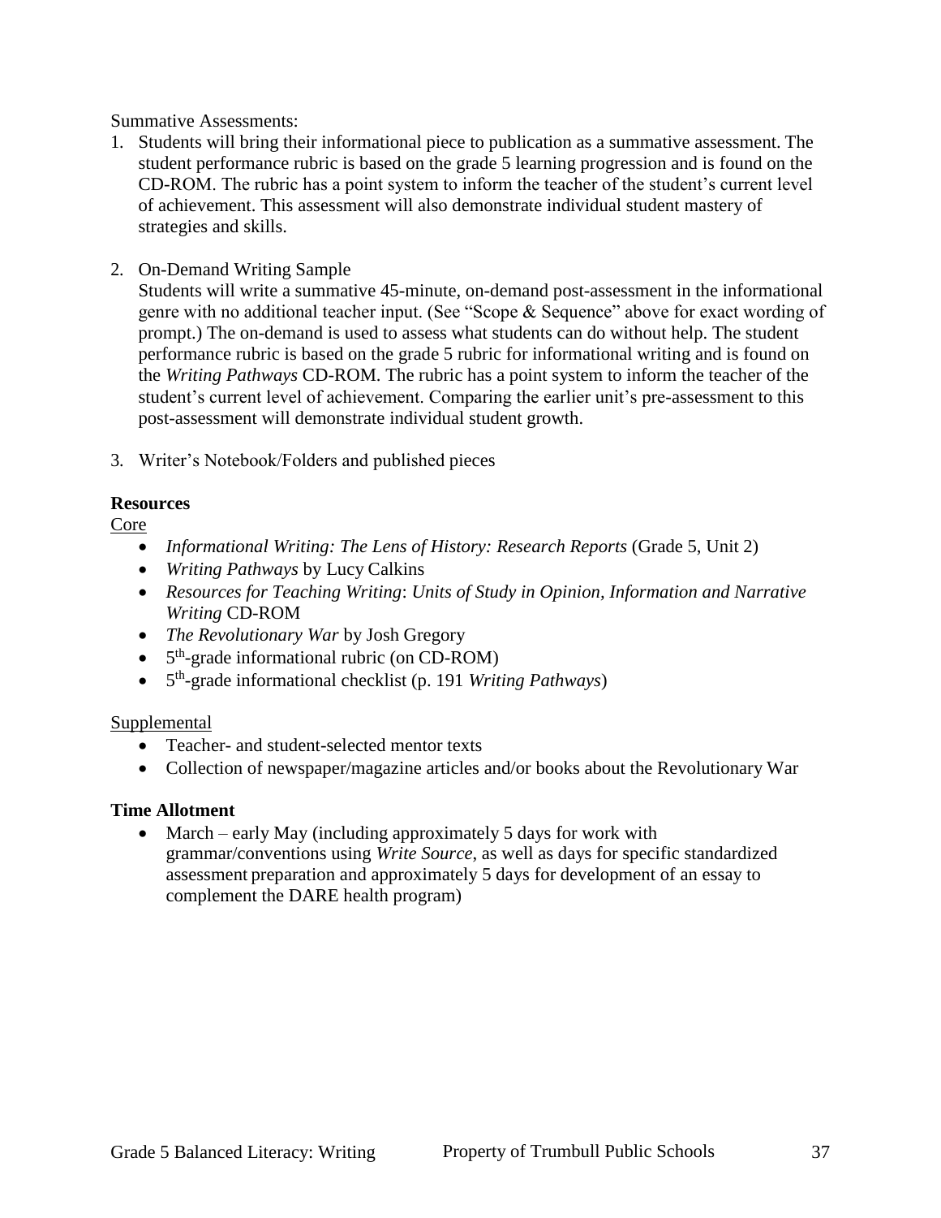Summative Assessments:

1. Students will bring their informational piece to publication as a summative assessment. The student performance rubric is based on the grade 5 learning progression and is found on the CD-ROM. The rubric has a point system to inform the teacher of the student's current level of achievement. This assessment will also demonstrate individual student mastery of strategies and skills.

2. On-Demand Writing Sample
   Students will write a summative 45-minute, on-demand post-assessment in the informational genre with no additional teacher input. (See "Scope & Sequence" above for exact wording of prompt.) The on-demand is used to assess what students can do without help. The student performance rubric is based on the grade 5 rubric for informational writing and is found on the *Writing Pathways* CD-ROM. The rubric has a point system to inform the teacher of the student's current level of achievement. Comparing the earlier unit's pre-assessment to this post-assessment will demonstrate individual student growth.

3. Writer's Notebook/Folders and published pieces

**Resources**

Core

- *Informational Writing: The Lens of History: Research Reports* (Grade 5, Unit 2)
- *Writing Pathways* by Lucy Calkins
- *Resources for Teaching Writing*: *Units of Study in Opinion, Information and Narrative Writing* CD-ROM
- *The Revolutionary War* by Josh Gregory
- 5th-grade informational rubric (on CD-ROM)
- 5th-grade informational checklist (p. 191 *Writing Pathways*)

Supplemental

- Teacher- and student-selected mentor texts
- Collection of newspaper/magazine articles and/or books about the Revolutionary War

**Time Allotment**

- March – early May (including approximately 5 days for work with grammar/conventions using *Write Source*, as well as days for specific standardized assessment preparation and approximately 5 days for development of an essay to complement the DARE health program)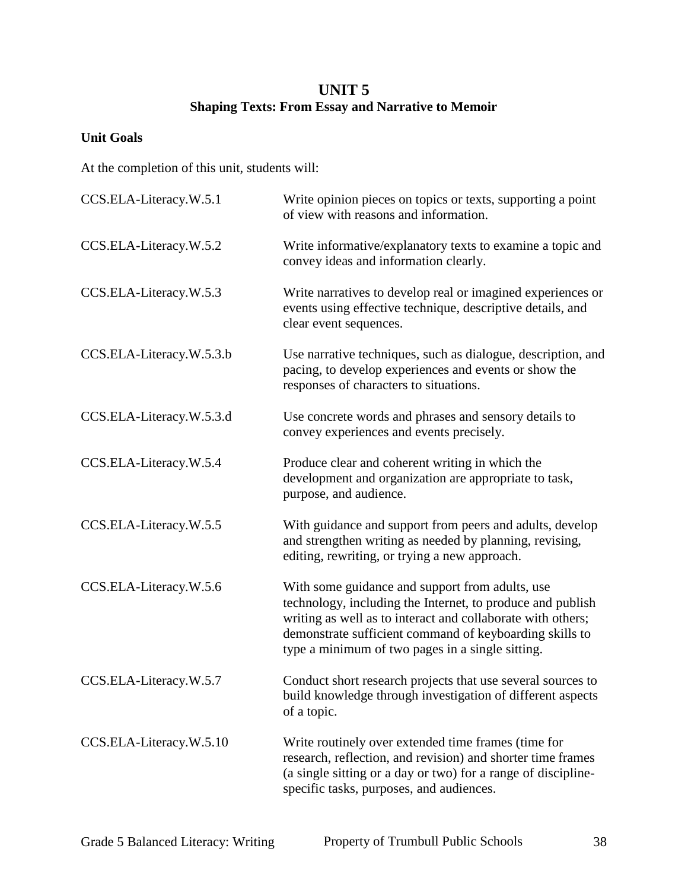# UNIT 5
## Shaping Texts: From Essay and Narrative to Memoir

**Unit Goals**

At the completion of this unit, students will:

| | |
|---|---|
| CCS.ELA-Literacy.W.5.1 | Write opinion pieces on topics or texts, supporting a point of view with reasons and information. |
| CCS.ELA-Literacy.W.5.2 | Write informative/explanatory texts to examine a topic and convey ideas and information clearly. |
| CCS.ELA-Literacy.W.5.3 | Write narratives to develop real or imagined experiences or events using effective technique, descriptive details, and clear event sequences. |
| CCS.ELA-Literacy.W.5.3.b | Use narrative techniques, such as dialogue, description, and pacing, to develop experiences and events or show the responses of characters to situations. |
| CCS.ELA-Literacy.W.5.3.d | Use concrete words and phrases and sensory details to convey experiences and events precisely. |
| CCS.ELA-Literacy.W.5.4 | Produce clear and coherent writing in which the development and organization are appropriate to task, purpose, and audience. |
| CCS.ELA-Literacy.W.5.5 | With guidance and support from peers and adults, develop and strengthen writing as needed by planning, revising, editing, rewriting, or trying a new approach. |
| CCS.ELA-Literacy.W.5.6 | With some guidance and support from adults, use technology, including the Internet, to produce and publish writing as well as to interact and collaborate with others; demonstrate sufficient command of keyboarding skills to type a minimum of two pages in a single sitting. |
| CCS.ELA-Literacy.W.5.7 | Conduct short research projects that use several sources to build knowledge through investigation of different aspects of a topic. |
| CCS.ELA-Literacy.W.5.10 | Write routinely over extended time frames (time for research, reflection, and revision) and shorter time frames (a single sitting or a day or two) for a range of discipline-specific tasks, purposes, and audiences. |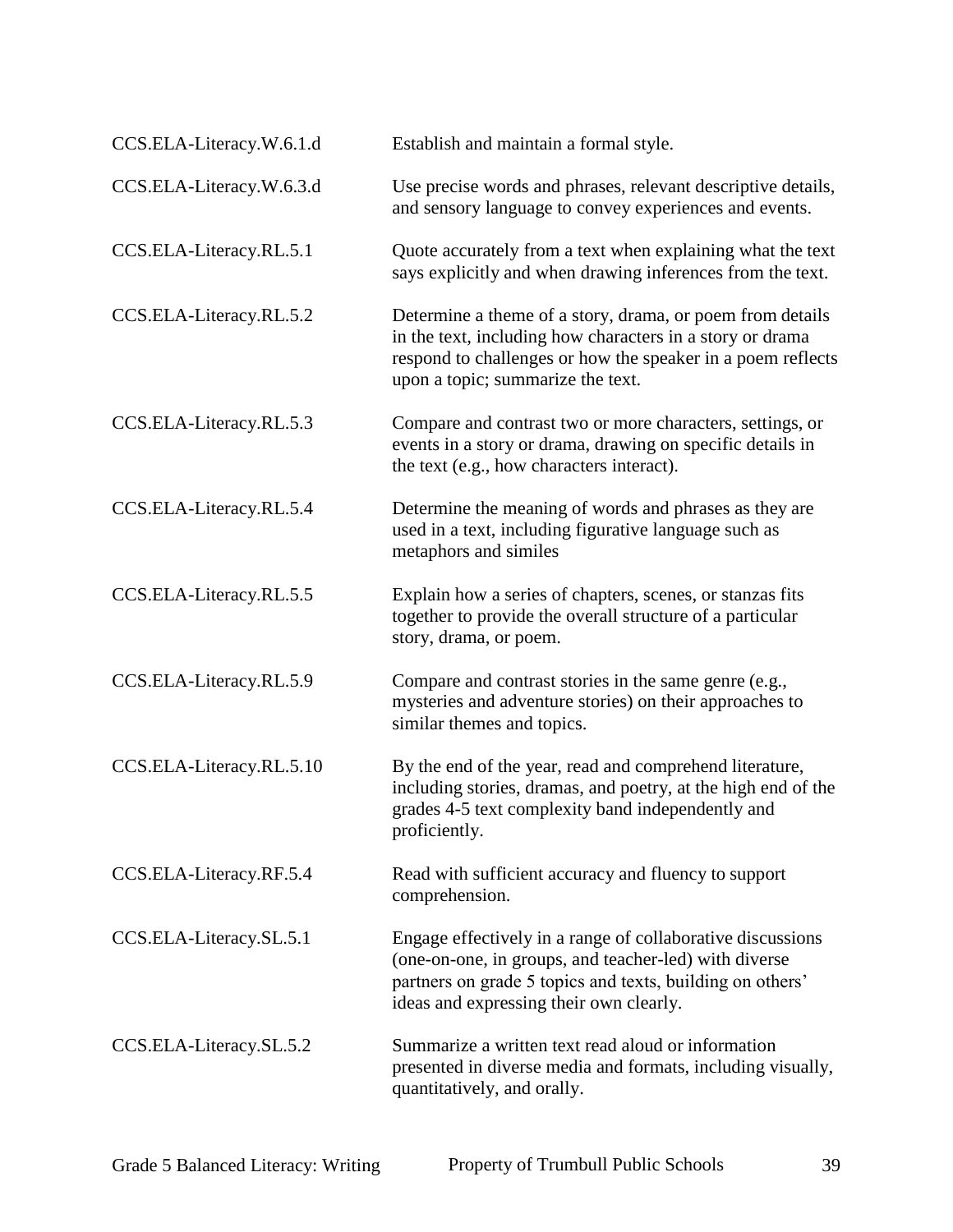| | |
|---|---|
| CCS.ELA-Literacy.W.6.1.d | Establish and maintain a formal style. |
| CCS.ELA-Literacy.W.6.3.d | Use precise words and phrases, relevant descriptive details, and sensory language to convey experiences and events. |
| CCS.ELA-Literacy.RL.5.1 | Quote accurately from a text when explaining what the text says explicitly and when drawing inferences from the text. |
| CCS.ELA-Literacy.RL.5.2 | Determine a theme of a story, drama, or poem from details in the text, including how characters in a story or drama respond to challenges or how the speaker in a poem reflects upon a topic; summarize the text. |
| CCS.ELA-Literacy.RL.5.3 | Compare and contrast two or more characters, settings, or events in a story or drama, drawing on specific details in the text (e.g., how characters interact). |
| CCS.ELA-Literacy.RL.5.4 | Determine the meaning of words and phrases as they are used in a text, including figurative language such as metaphors and similes |
| CCS.ELA-Literacy.RL.5.5 | Explain how a series of chapters, scenes, or stanzas fits together to provide the overall structure of a particular story, drama, or poem. |
| CCS.ELA-Literacy.RL.5.9 | Compare and contrast stories in the same genre (e.g., mysteries and adventure stories) on their approaches to similar themes and topics. |
| CCS.ELA-Literacy.RL.5.10 | By the end of the year, read and comprehend literature, including stories, dramas, and poetry, at the high end of the grades 4-5 text complexity band independently and proficiently. |
| CCS.ELA-Literacy.RF.5.4 | Read with sufficient accuracy and fluency to support comprehension. |
| CCS.ELA-Literacy.SL.5.1 | Engage effectively in a range of collaborative discussions (one-on-one, in groups, and teacher-led) with diverse partners on grade 5 topics and texts, building on others' ideas and expressing their own clearly. |
| CCS.ELA-Literacy.SL.5.2 | Summarize a written text read aloud or information presented in diverse media and formats, including visually, quantitatively, and orally. |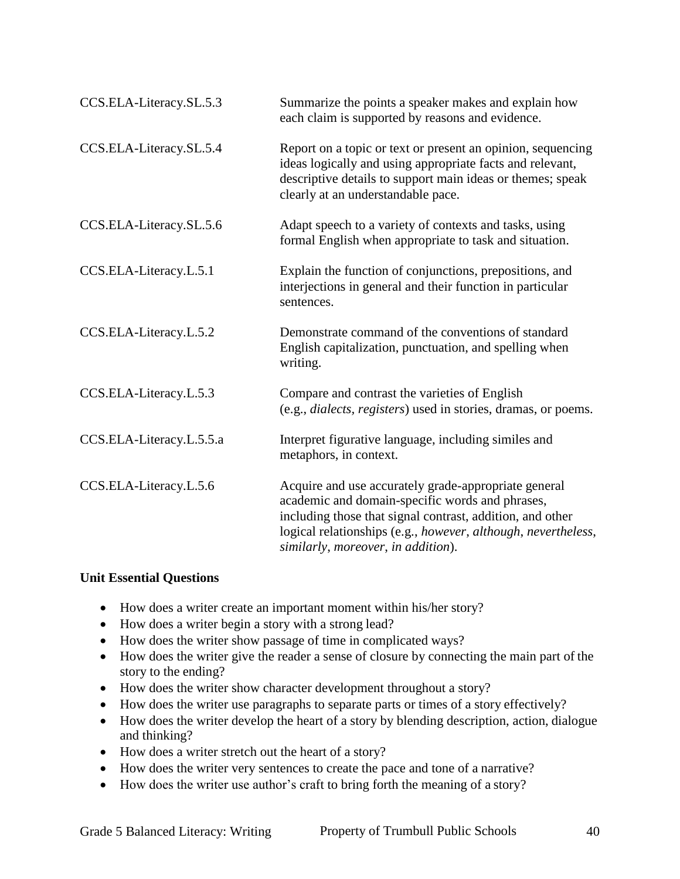| | |
|---|---|
| CCS.ELA-Literacy.SL.5.3 | Summarize the points a speaker makes and explain how each claim is supported by reasons and evidence. |
| CCS.ELA-Literacy.SL.5.4 | Report on a topic or text or present an opinion, sequencing ideas logically and using appropriate facts and relevant, descriptive details to support main ideas or themes; speak clearly at an understandable pace. |
| CCS.ELA-Literacy.SL.5.6 | Adapt speech to a variety of contexts and tasks, using formal English when appropriate to task and situation. |
| CCS.ELA-Literacy.L.5.1 | Explain the function of conjunctions, prepositions, and interjections in general and their function in particular sentences. |
| CCS.ELA-Literacy.L.5.2 | Demonstrate command of the conventions of standard English capitalization, punctuation, and spelling when writing. |
| CCS.ELA-Literacy.L.5.3 | Compare and contrast the varieties of English (e.g., *dialects, registers*) used in stories, dramas, or poems. |
| CCS.ELA-Literacy.L.5.5.a | Interpret figurative language, including similes and metaphors, in context. |
| CCS.ELA-Literacy.L.5.6 | Acquire and use accurately grade-appropriate general academic and domain-specific words and phrases, including those that signal contrast, addition, and other logical relationships (e.g., *however*, *although*, *nevertheless*, *similarly*, *moreover*, *in addition*). |

**Unit Essential Questions**

- How does a writer create an important moment within his/her story?
- How does a writer begin a story with a strong lead?
- How does the writer show passage of time in complicated ways?
- How does the writer give the reader a sense of closure by connecting the main part of the story to the ending?
- How does the writer show character development throughout a story?
- How does the writer use paragraphs to separate parts or times of a story effectively?
- How does the writer develop the heart of a story by blending description, action, dialogue and thinking?
- How does a writer stretch out the heart of a story?
- How does the writer very sentences to create the pace and tone of a narrative?
- How does the writer use author's craft to bring forth the meaning of a story?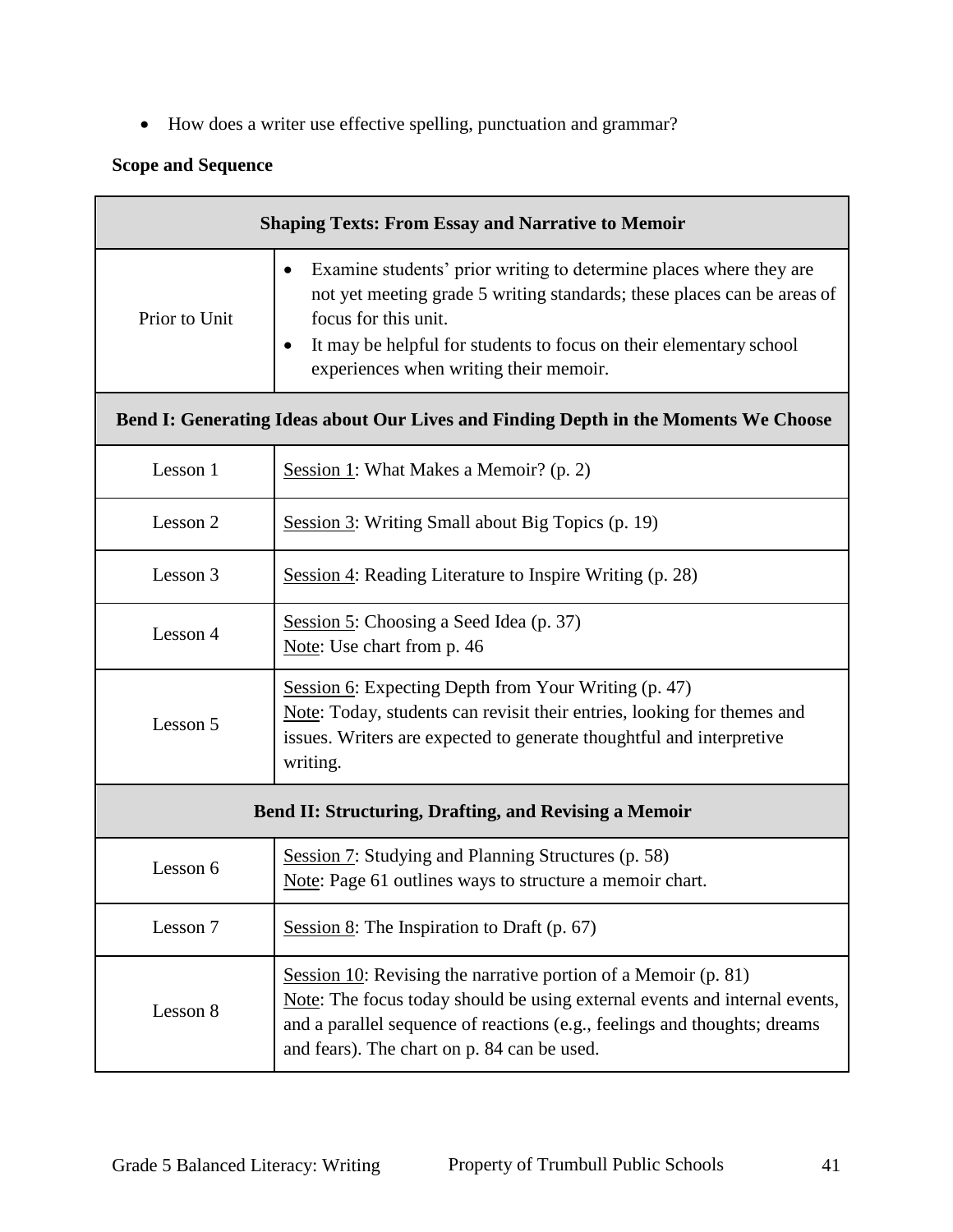- How does a writer use effective spelling, punctuation and grammar?

**Scope and Sequence**

| **Shaping Texts: From Essay and Narrative to Memoir** | |
|---|---|
| Prior to Unit | • Examine students' prior writing to determine places where they are not yet meeting grade 5 writing standards; these places can be areas of focus for this unit.<br>• It may be helpful for students to focus on their elementary school experiences when writing their memoir. |
| **Bend I: Generating Ideas about Our Lives and Finding Depth in the Moments We Choose** | |
| Lesson 1 | Session 1: What Makes a Memoir? (p. 2) |
| Lesson 2 | Session 3: Writing Small about Big Topics (p. 19) |
| Lesson 3 | Session 4: Reading Literature to Inspire Writing (p. 28) |
| Lesson 4 | Session 5: Choosing a Seed Idea (p. 37)<br>Note: Use chart from p. 46 |
| Lesson 5 | Session 6: Expecting Depth from Your Writing (p. 47)<br>Note: Today, students can revisit their entries, looking for themes and issues. Writers are expected to generate thoughtful and interpretive writing. |
| **Bend II: Structuring, Drafting, and Revising a Memoir** | |
| Lesson 6 | Session 7: Studying and Planning Structures (p. 58)<br>Note: Page 61 outlines ways to structure a memoir chart. |
| Lesson 7 | Session 8: The Inspiration to Draft (p. 67) |
| Lesson 8 | Session 10: Revising the narrative portion of a Memoir (p. 81)<br>Note: The focus today should be using external events and internal events, and a parallel sequence of reactions (e.g., feelings and thoughts; dreams and fears). The chart on p. 84 can be used. |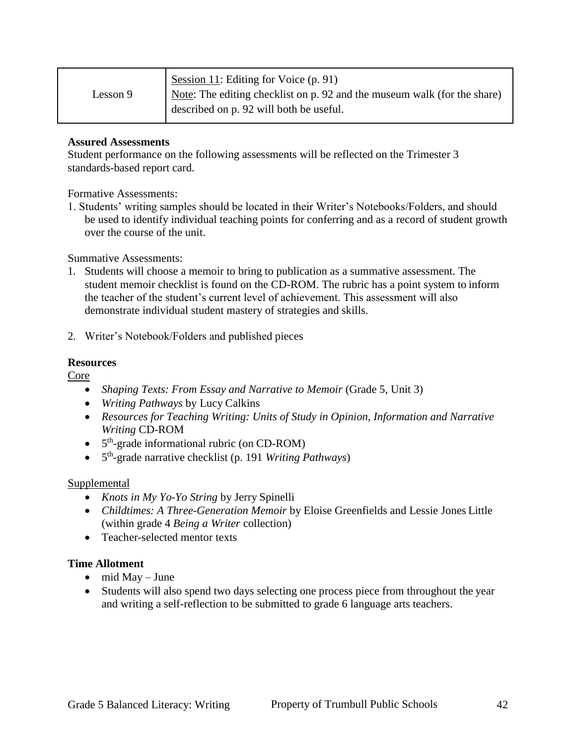| | |
|---|---|
| Lesson 9 | Session 11: Editing for Voice (p. 91)<br>Note: The editing checklist on p. 92 and the museum walk (for the share) described on p. 92 will both be useful. |

**Assured Assessments**

Student performance on the following assessments will be reflected on the Trimester 3 standards-based report card.

Formative Assessments:

1. Students' writing samples should be located in their Writer's Notebooks/Folders, and should be used to identify individual teaching points for conferring and as a record of student growth over the course of the unit.

Summative Assessments:

1. Students will choose a memoir to bring to publication as a summative assessment. The student memoir checklist is found on the CD-ROM. The rubric has a point system to inform the teacher of the student's current level of achievement. This assessment will also demonstrate individual student mastery of strategies and skills.

2. Writer's Notebook/Folders and published pieces

**Resources**

Core

- *Shaping Texts: From Essay and Narrative to Memoir* (Grade 5, Unit 3)
- *Writing Pathways* by Lucy Calkins
- *Resources for Teaching Writing: Units of Study in Opinion, Information and Narrative Writing* CD-ROM
- 5$^{th}$-grade informational rubric (on CD-ROM)
- 5$^{th}$-grade narrative checklist (p. 191 *Writing Pathways*)

Supplemental

- *Knots in My Yo-Yo String* by Jerry Spinelli
- *Childtimes: A Three-Generation Memoir* by Eloise Greenfields and Lessie Jones Little (within grade 4 *Being a Writer* collection)
- Teacher-selected mentor texts

**Time Allotment**

- mid May – June
- Students will also spend two days selecting one process piece from throughout the year and writing a self-reflection to be submitted to grade 6 language arts teachers.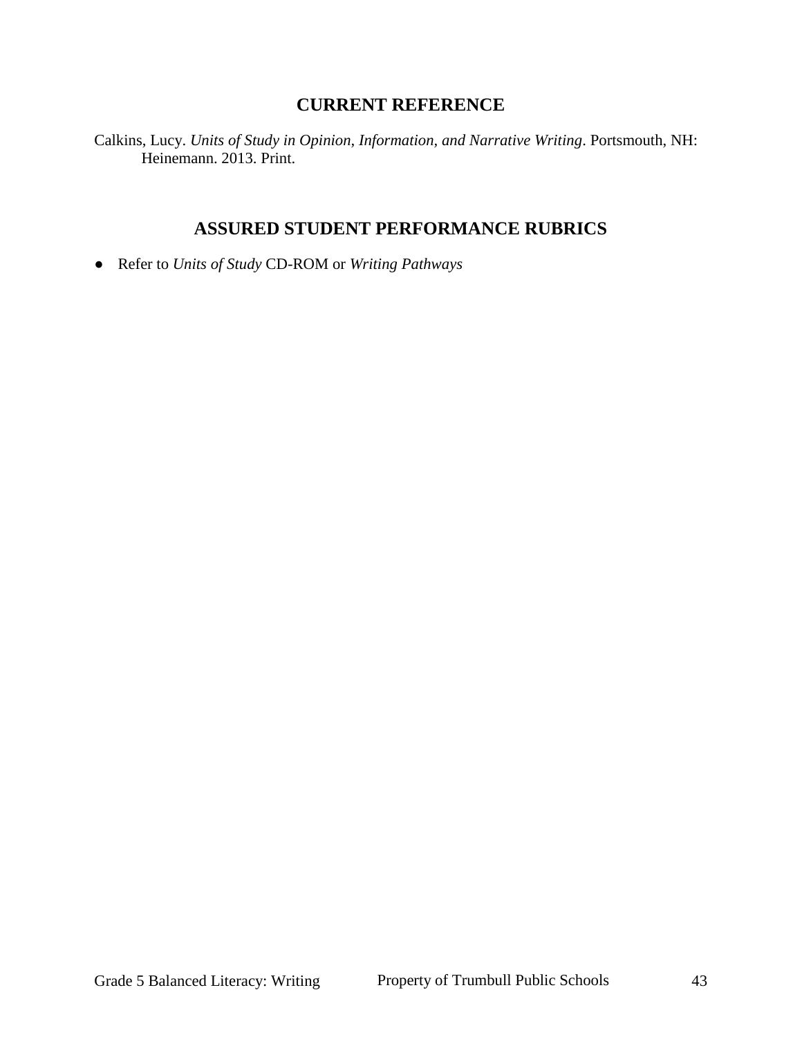## CURRENT REFERENCE

Calkins, Lucy. *Units of Study in Opinion, Information, and Narrative Writing*. Portsmouth, NH: Heinemann. 2013. Print.

## ASSURED STUDENT PERFORMANCE RUBRICS

- Refer to *Units of Study* CD-ROM or *Writing Pathways*